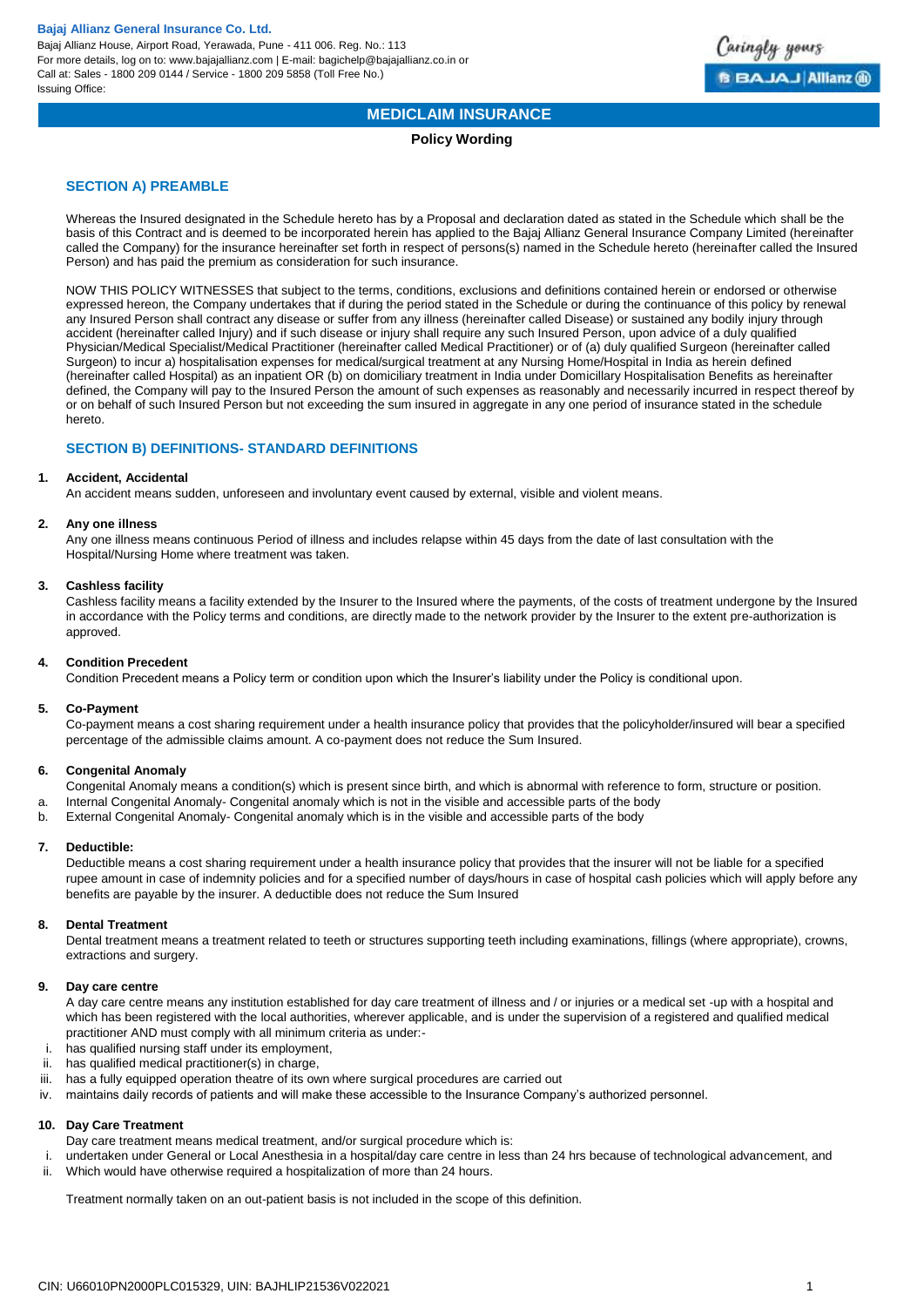**Bajaj Allianz General Insurance Co. Ltd.**
Bajaj Allianz House, Airport Road, Yerawada, Pune - 411 006. Reg. No.: 113
For more details, log on to: www.bajajallianz.com | E-mail: bagichelp@bajajallianz.co.in or
Call at: Sales - 1800 209 0144 / Service - 1800 209 5858 (Toll Free No.)
Issuing Office:

# MEDICLAIM INSURANCE

**Policy Wording**

## SECTION A) PREAMBLE

Whereas the Insured designated in the Schedule hereto has by a Proposal and declaration dated as stated in the Schedule which shall be the basis of this Contract and is deemed to be incorporated herein has applied to the Bajaj Allianz General Insurance Company Limited (hereinafter called the Company) for the insurance hereinafter set forth in respect of persons(s) named in the Schedule hereto (hereinafter called the Insured Person) and has paid the premium as consideration for such insurance.

NOW THIS POLICY WITNESSES that subject to the terms, conditions, exclusions and definitions contained herein or endorsed or otherwise expressed hereon, the Company undertakes that if during the period stated in the Schedule or during the continuance of this policy by renewal any Insured Person shall contract any disease or suffer from any illness (hereinafter called Disease) or sustained any bodily injury through accident (hereinafter called Injury) and if such disease or injury shall require any such Insured Person, upon advice of a duly qualified Physician/Medical Specialist/Medical Practitioner (hereinafter called Medical Practitioner) or of (a) duly qualified Surgeon (hereinafter called Surgeon) to incur a) hospitalisation expenses for medical/surgical treatment at any Nursing Home/Hospital in India as herein defined (hereinafter called Hospital) as an inpatient OR (b) on domiciliary treatment in India under Domicillary Hospitalisation Benefits as hereinafter defined, the Company will pay to the Insured Person the amount of such expenses as reasonably and necessarily incurred in respect thereof by or on behalf of such Insured Person but not exceeding the sum insured in aggregate in any one period of insurance stated in the schedule hereto.

## SECTION B) DEFINITIONS- STANDARD DEFINITIONS

**1. Accident, Accidental**

An accident means sudden, unforeseen and involuntary event caused by external, visible and violent means.

**2. Any one illness**

Any one illness means continuous Period of illness and includes relapse within 45 days from the date of last consultation with the Hospital/Nursing Home where treatment was taken.

**3. Cashless facility**

Cashless facility means a facility extended by the Insurer to the Insured where the payments, of the costs of treatment undergone by the Insured in accordance with the Policy terms and conditions, are directly made to the network provider by the Insurer to the extent pre-authorization is approved.

**4. Condition Precedent**

Condition Precedent means a Policy term or condition upon which the Insurer's liability under the Policy is conditional upon.

**5. Co-Payment**

Co-payment means a cost sharing requirement under a health insurance policy that provides that the policyholder/insured will bear a specified percentage of the admissible claims amount. A co-payment does not reduce the Sum Insured.

**6. Congenital Anomaly**

Congenital Anomaly means a condition(s) which is present since birth, and which is abnormal with reference to form, structure or position.

a. Internal Congenital Anomaly- Congenital anomaly which is not in the visible and accessible parts of the body
b. External Congenital Anomaly- Congenital anomaly which is in the visible and accessible parts of the body

**7. Deductible:**

Deductible means a cost sharing requirement under a health insurance policy that provides that the insurer will not be liable for a specified rupee amount in case of indemnity policies and for a specified number of days/hours in case of hospital cash policies which will apply before any benefits are payable by the insurer. A deductible does not reduce the Sum Insured

**8. Dental Treatment**

Dental treatment means a treatment related to teeth or structures supporting teeth including examinations, fillings (where appropriate), crowns, extractions and surgery.

**9. Day care centre**

A day care centre means any institution established for day care treatment of illness and / or injuries or a medical set -up with a hospital and which has been registered with the local authorities, wherever applicable, and is under the supervision of a registered and qualified medical practitioner AND must comply with all minimum criteria as under:-

i. has qualified nursing staff under its employment,
ii. has qualified medical practitioner(s) in charge,
iii. has a fully equipped operation theatre of its own where surgical procedures are carried out
iv. maintains daily records of patients and will make these accessible to the Insurance Company's authorized personnel.

**10. Day Care Treatment**

Day care treatment means medical treatment, and/or surgical procedure which is:

i. undertaken under General or Local Anesthesia in a hospital/day care centre in less than 24 hrs because of technological advancement, and
ii. Which would have otherwise required a hospitalization of more than 24 hours.

Treatment normally taken on an out-patient basis is not included in the scope of this definition.

CIN: U66010PN2000PLC015329, UIN: BAJHLIP21536V022021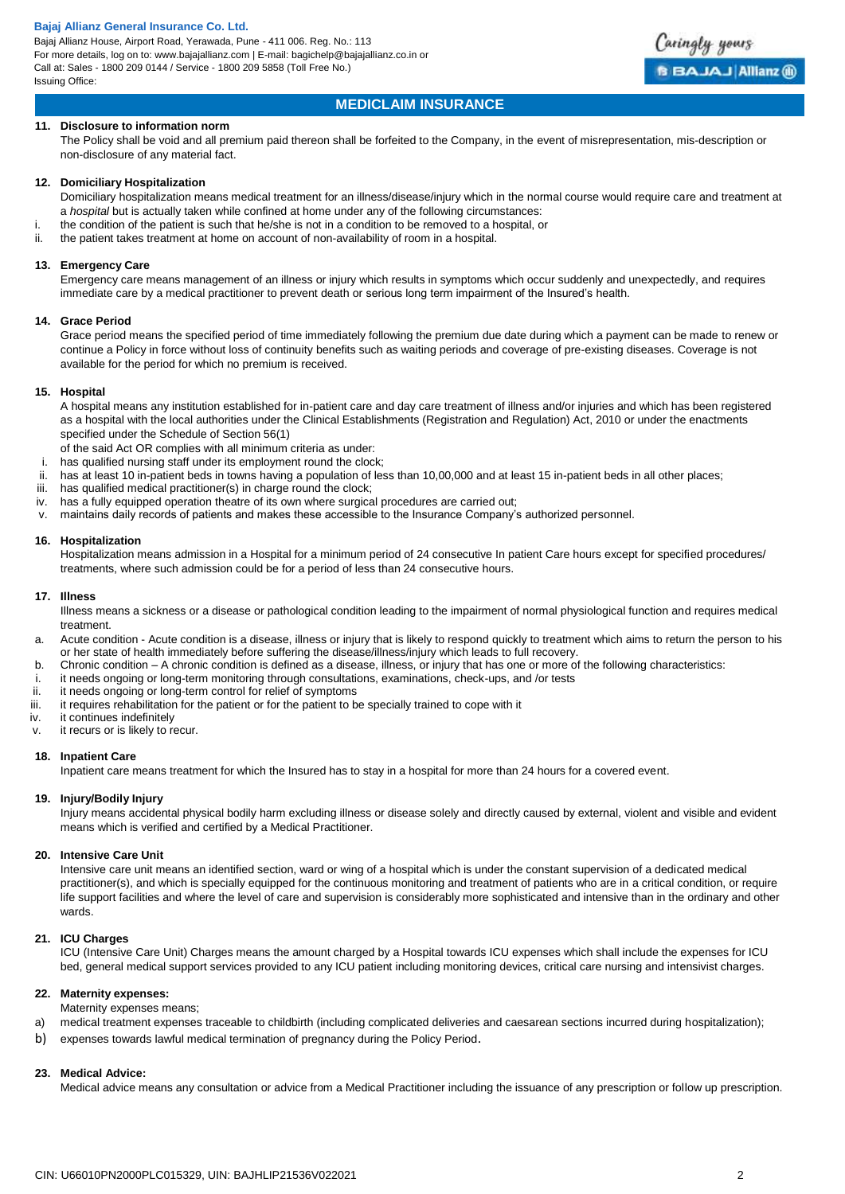## MEDICLAIM INSURANCE

**11. Disclosure to information norm**

The Policy shall be void and all premium paid thereon shall be forfeited to the Company, in the event of misrepresentation, mis-description or non-disclosure of any material fact.

**12. Domiciliary Hospitalization**

Domiciliary hospitalization means medical treatment for an illness/disease/injury which in the normal course would require care and treatment at a *hospital* but is actually taken while confined at home under any of the following circumstances:

i. the condition of the patient is such that he/she is not in a condition to be removed to a hospital, or
ii. the patient takes treatment at home on account of non-availability of room in a hospital.

**13. Emergency Care**

Emergency care means management of an illness or injury which results in symptoms which occur suddenly and unexpectedly, and requires immediate care by a medical practitioner to prevent death or serious long term impairment of the Insured's health.

**14. Grace Period**

Grace period means the specified period of time immediately following the premium due date during which a payment can be made to renew or continue a Policy in force without loss of continuity benefits such as waiting periods and coverage of pre-existing diseases. Coverage is not available for the period for which no premium is received.

**15. Hospital**

A hospital means any institution established for in-patient care and day care treatment of illness and/or injuries and which has been registered as a hospital with the local authorities under the Clinical Establishments (Registration and Regulation) Act, 2010 or under the enactments specified under the Schedule of Section 56(1)

of the said Act OR complies with all minimum criteria as under:

i. has qualified nursing staff under its employment round the clock;
ii. has at least 10 in-patient beds in towns having a population of less than 10,00,000 and at least 15 in-patient beds in all other places;
iii. has qualified medical practitioner(s) in charge round the clock;
iv. has a fully equipped operation theatre of its own where surgical procedures are carried out;
v. maintains daily records of patients and makes these accessible to the Insurance Company's authorized personnel.

**16. Hospitalization**

Hospitalization means admission in a Hospital for a minimum period of 24 consecutive In patient Care hours except for specified procedures/ treatments, where such admission could be for a period of less than 24 consecutive hours.

**17. Illness**

Illness means a sickness or a disease or pathological condition leading to the impairment of normal physiological function and requires medical treatment.

a. Acute condition - Acute condition is a disease, illness or injury that is likely to respond quickly to treatment which aims to return the person to his or her state of health immediately before suffering the disease/illness/injury which leads to full recovery.
b. Chronic condition – A chronic condition is defined as a disease, illness, or injury that has one or more of the following characteristics:

i. it needs ongoing or long-term monitoring through consultations, examinations, check-ups, and /or tests
ii. it needs ongoing or long-term control for relief of symptoms
iii. it requires rehabilitation for the patient or for the patient to be specially trained to cope with it
iv. it continues indefinitely
v. it recurs or is likely to recur.

**18. Inpatient Care**

Inpatient care means treatment for which the Insured has to stay in a hospital for more than 24 hours for a covered event.

**19. Injury/Bodily Injury**

Injury means accidental physical bodily harm excluding illness or disease solely and directly caused by external, violent and visible and evident means which is verified and certified by a Medical Practitioner.

**20. Intensive Care Unit**

Intensive care unit means an identified section, ward or wing of a hospital which is under the constant supervision of a dedicated medical practitioner(s), and which is specially equipped for the continuous monitoring and treatment of patients who are in a critical condition, or require life support facilities and where the level of care and supervision is considerably more sophisticated and intensive than in the ordinary and other wards.

**21. ICU Charges**

ICU (Intensive Care Unit) Charges means the amount charged by a Hospital towards ICU expenses which shall include the expenses for ICU bed, general medical support services provided to any ICU patient including monitoring devices, critical care nursing and intensivist charges.

**22. Maternity expenses:**

Maternity expenses means;

a) medical treatment expenses traceable to childbirth (including complicated deliveries and caesarean sections incurred during hospitalization);
b) expenses towards lawful medical termination of pregnancy during the Policy Period.

**23. Medical Advice:**

Medical advice means any consultation or advice from a Medical Practitioner including the issuance of any prescription or follow up prescription.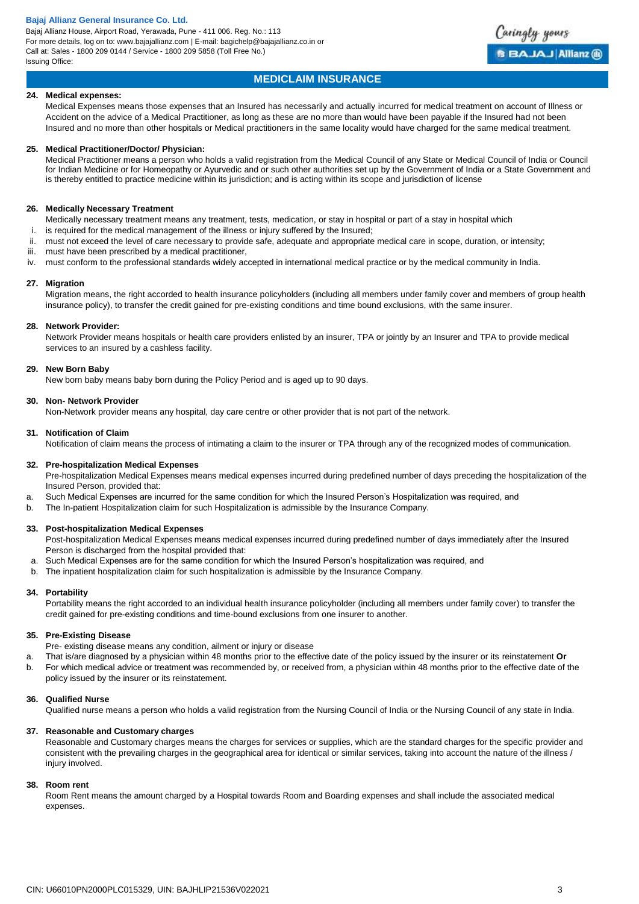## MEDICLAIM INSURANCE

**24. Medical expenses:**

Medical Expenses means those expenses that an Insured has necessarily and actually incurred for medical treatment on account of Illness or Accident on the advice of a Medical Practitioner, as long as these are no more than would have been payable if the Insured had not been Insured and no more than other hospitals or Medical practitioners in the same locality would have charged for the same medical treatment.

**25. Medical Practitioner/Doctor/ Physician:**

Medical Practitioner means a person who holds a valid registration from the Medical Council of any State or Medical Council of India or Council for Indian Medicine or for Homeopathy or Ayurvedic and or such other authorities set up by the Government of India or a State Government and is thereby entitled to practice medicine within its jurisdiction; and is acting within its scope and jurisdiction of license

**26. Medically Necessary Treatment**

Medically necessary treatment means any treatment, tests, medication, or stay in hospital or part of a stay in hospital which

i. is required for the medical management of the illness or injury suffered by the Insured;
ii. must not exceed the level of care necessary to provide safe, adequate and appropriate medical care in scope, duration, or intensity;
iii. must have been prescribed by a medical practitioner,
iv. must conform to the professional standards widely accepted in international medical practice or by the medical community in India.

**27. Migration**

Migration means, the right accorded to health insurance policyholders (including all members under family cover and members of group health insurance policy), to transfer the credit gained for pre-existing conditions and time bound exclusions, with the same insurer.

**28. Network Provider:**

Network Provider means hospitals or health care providers enlisted by an insurer, TPA or jointly by an Insurer and TPA to provide medical services to an insured by a cashless facility.

**29. New Born Baby**

New born baby means baby born during the Policy Period and is aged up to 90 days.

**30. Non- Network Provider**

Non-Network provider means any hospital, day care centre or other provider that is not part of the network.

**31. Notification of Claim**

Notification of claim means the process of intimating a claim to the insurer or TPA through any of the recognized modes of communication.

**32. Pre-hospitalization Medical Expenses**

Pre-hospitalization Medical Expenses means medical expenses incurred during predefined number of days preceding the hospitalization of the Insured Person, provided that:

a. Such Medical Expenses are incurred for the same condition for which the Insured Person's Hospitalization was required, and
b. The In-patient Hospitalization claim for such Hospitalization is admissible by the Insurance Company.

**33. Post-hospitalization Medical Expenses**

Post-hospitalization Medical Expenses means medical expenses incurred during predefined number of days immediately after the Insured Person is discharged from the hospital provided that:

a. Such Medical Expenses are for the same condition for which the Insured Person's hospitalization was required, and
b. The inpatient hospitalization claim for such hospitalization is admissible by the Insurance Company.

**34. Portability**

Portability means the right accorded to an individual health insurance policyholder (including all members under family cover) to transfer the credit gained for pre-existing conditions and time-bound exclusions from one insurer to another.

**35. Pre-Existing Disease**

Pre- existing disease means any condition, ailment or injury or disease

a. That is/are diagnosed by a physician within 48 months prior to the effective date of the policy issued by the insurer or its reinstatement **Or**
b. For which medical advice or treatment was recommended by, or received from, a physician within 48 months prior to the effective date of the policy issued by the insurer or its reinstatement.

**36. Qualified Nurse**

Qualified nurse means a person who holds a valid registration from the Nursing Council of India or the Nursing Council of any state in India.

**37. Reasonable and Customary charges**

Reasonable and Customary charges means the charges for services or supplies, which are the standard charges for the specific provider and consistent with the prevailing charges in the geographical area for identical or similar services, taking into account the nature of the illness / injury involved.

**38. Room rent**

Room Rent means the amount charged by a Hospital towards Room and Boarding expenses and shall include the associated medical expenses.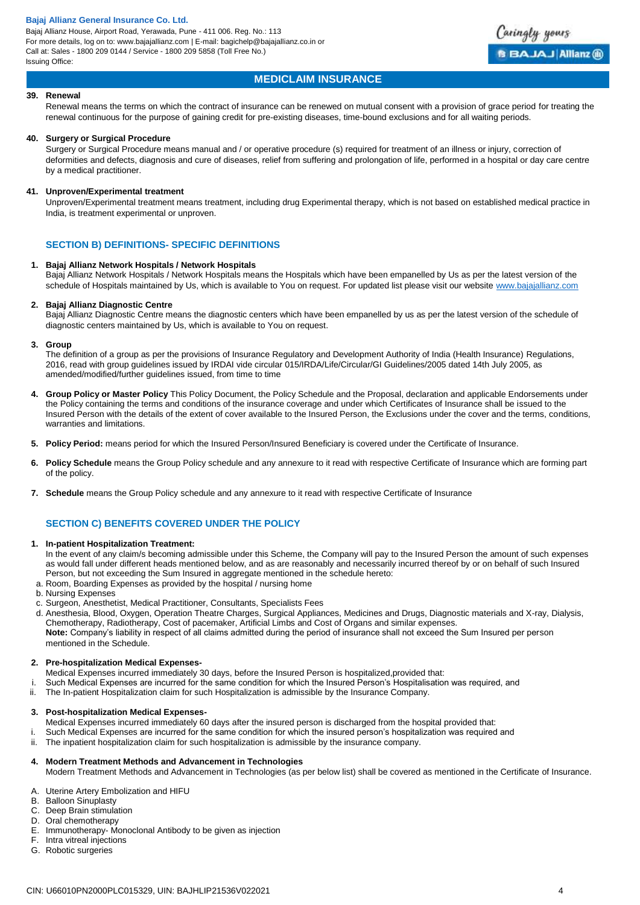**39. Renewal**

Renewal means the terms on which the contract of insurance can be renewed on mutual consent with a provision of grace period for treating the renewal continuous for the purpose of gaining credit for pre-existing diseases, time-bound exclusions and for all waiting periods.

**40. Surgery or Surgical Procedure**

Surgery or Surgical Procedure means manual and / or operative procedure (s) required for treatment of an illness or injury, correction of deformities and defects, diagnosis and cure of diseases, relief from suffering and prolongation of life, performed in a hospital or day care centre by a medical practitioner.

**41. Unproven/Experimental treatment**

Unproven/Experimental treatment means treatment, including drug Experimental therapy, which is not based on established medical practice in India, is treatment experimental or unproven.

## SECTION B) DEFINITIONS- SPECIFIC DEFINITIONS

**1. Bajaj Allianz Network Hospitals / Network Hospitals**

Bajaj Allianz Network Hospitals / Network Hospitals means the Hospitals which have been empanelled by Us as per the latest version of the schedule of Hospitals maintained by Us, which is available to You on request. For updated list please visit our website www.bajajallianz.com

**2. Bajaj Allianz Diagnostic Centre**

Bajaj Allianz Diagnostic Centre means the diagnostic centers which have been empanelled by us as per the latest version of the schedule of diagnostic centers maintained by Us, which is available to You on request.

**3. Group**

The definition of a group as per the provisions of Insurance Regulatory and Development Authority of India (Health Insurance) Regulations, 2016, read with group guidelines issued by IRDAI vide circular 015/IRDA/Life/Circular/GI Guidelines/2005 dated 14th July 2005, as amended/modified/further guidelines issued, from time to time

**4. Group Policy or Master Policy** This Policy Document, the Policy Schedule and the Proposal, declaration and applicable Endorsements under the Policy containing the terms and conditions of the insurance coverage and under which Certificates of Insurance shall be issued to the Insured Person with the details of the extent of cover available to the Insured Person, the Exclusions under the cover and the terms, conditions, warranties and limitations.

**5. Policy Period:** means period for which the Insured Person/Insured Beneficiary is covered under the Certificate of Insurance.

**6. Policy Schedule** means the Group Policy schedule and any annexure to it read with respective Certificate of Insurance which are forming part of the policy.

**7. Schedule** means the Group Policy schedule and any annexure to it read with respective Certificate of Insurance

## SECTION C) BENEFITS COVERED UNDER THE POLICY

**1. In-patient Hospitalization Treatment:**

In the event of any claim/s becoming admissible under this Scheme, the Company will pay to the Insured Person the amount of such expenses as would fall under different heads mentioned below, and as are reasonably and necessarily incurred thereof by or on behalf of such Insured Person, but not exceeding the Sum Insured in aggregate mentioned in the schedule hereto:

a. Room, Boarding Expenses as provided by the hospital / nursing home
b. Nursing Expenses
c. Surgeon, Anesthetist, Medical Practitioner, Consultants, Specialists Fees
d. Anesthesia, Blood, Oxygen, Operation Theatre Charges, Surgical Appliances, Medicines and Drugs, Diagnostic materials and X-ray, Dialysis, Chemotherapy, Radiotherapy, Cost of pacemaker, Artificial Limbs and Cost of Organs and similar expenses.

**Note:** Company's liability in respect of all claims admitted during the period of insurance shall not exceed the Sum Insured per person mentioned in the Schedule.

**2. Pre-hospitalization Medical Expenses-**

Medical Expenses incurred immediately 30 days, before the Insured Person is hospitalized,provided that:

i. Such Medical Expenses are incurred for the same condition for which the Insured Person's Hospitalisation was required, and
ii. The In-patient Hospitalization claim for such Hospitalization is admissible by the Insurance Company.

**3. Post-hospitalization Medical Expenses-**

Medical Expenses incurred immediately 60 days after the insured person is discharged from the hospital provided that:

i. Such Medical Expenses are incurred for the same condition for which the insured person's hospitalization was required and
ii. The inpatient hospitalization claim for such hospitalization is admissible by the insurance company.

**4. Modern Treatment Methods and Advancement in Technologies**

Modern Treatment Methods and Advancement in Technologies (as per below list) shall be covered as mentioned in the Certificate of Insurance.

A. Uterine Artery Embolization and HIFU
B. Balloon Sinuplasty
C. Deep Brain stimulation
D. Oral chemotherapy
E. Immunotherapy- Monoclonal Antibody to be given as injection
F. Intra vitreal injections
G. Robotic surgeries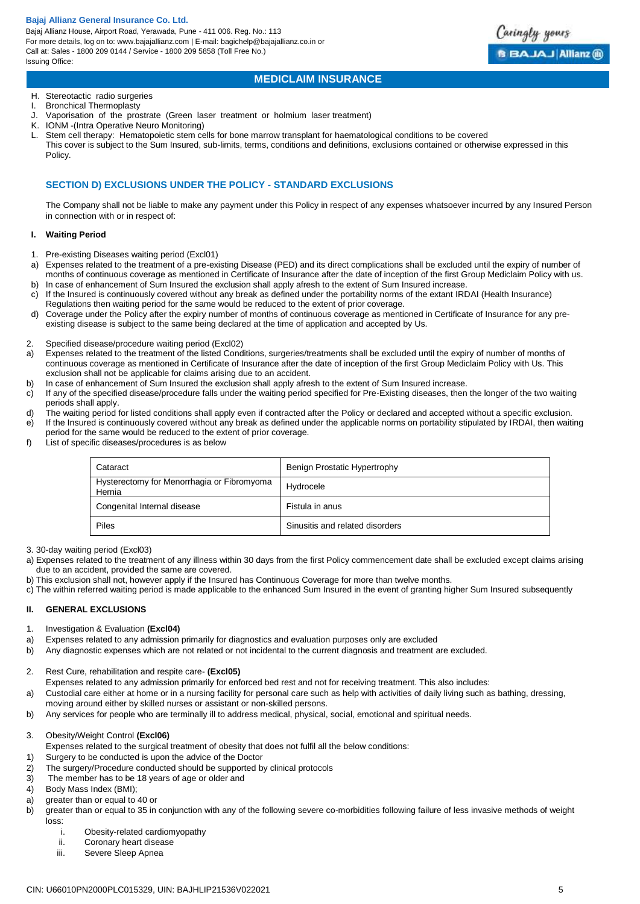## MEDICLAIM INSURANCE

H. Stereotactic radio surgeries
I. Bronchical Thermoplasty
J. Vaporisation of the prostrate (Green laser treatment or holmium laser treatment)
K. IONM -(Intra Operative Neuro Monitoring)
L. Stem cell therapy: Hematopoietic stem cells for bone marrow transplant for haematological conditions to be covered

This cover is subject to the Sum Insured, sub-limits, terms, conditions and definitions, exclusions contained or otherwise expressed in this Policy.

## SECTION D) EXCLUSIONS UNDER THE POLICY - STANDARD EXCLUSIONS

The Company shall not be liable to make any payment under this Policy in respect of any expenses whatsoever incurred by any Insured Person in connection with or in respect of:

### I. Waiting Period

1. Pre-existing Diseases waiting period (Excl01)

a) Expenses related to the treatment of a pre-existing Disease (PED) and its direct complications shall be excluded until the expiry of number of months of continuous coverage as mentioned in Certificate of Insurance after the date of inception of the first Group Mediclaim Policy with us.
b) In case of enhancement of Sum Insured the exclusion shall apply afresh to the extent of Sum Insured increase.
c) If the Insured is continuously covered without any break as defined under the portability norms of the extant IRDAI (Health Insurance) Regulations then waiting period for the same would be reduced to the extent of prior coverage.
d) Coverage under the Policy after the expiry number of months of continuous coverage as mentioned in Certificate of Insurance for any pre-existing disease is subject to the same being declared at the time of application and accepted by Us.

2. Specified disease/procedure waiting period (Excl02)

a) Expenses related to the treatment of the listed Conditions, surgeries/treatments shall be excluded until the expiry of number of months of continuous coverage as mentioned in Certificate of Insurance after the date of inception of the first Group Mediclaim Policy with Us. This exclusion shall not be applicable for claims arising due to an accident.
b) In case of enhancement of Sum Insured the exclusion shall apply afresh to the extent of Sum Insured increase.
c) If any of the specified disease/procedure falls under the waiting period specified for Pre-Existing diseases, then the longer of the two waiting periods shall apply.
d) The waiting period for listed conditions shall apply even if contracted after the Policy or declared and accepted without a specific exclusion.
e) If the Insured is continuously covered without any break as defined under the applicable norms on portability stipulated by IRDAI, then waiting period for the same would be reduced to the extent of prior coverage.
f) List of specific diseases/procedures is as below

| Cataract | Benign Prostatic Hypertrophy |
|---|---|
| Hysterectomy for Menorrhagia or Fibromyoma Hernia | Hydrocele |
| Congenital Internal disease | Fistula in anus |
| Piles | Sinusitis and related disorders |

3. 30-day waiting period (Excl03)

a) Expenses related to the treatment of any illness within 30 days from the first Policy commencement date shall be excluded except claims arising due to an accident, provided the same are covered.
b) This exclusion shall not, however apply if the Insured has Continuous Coverage for more than twelve months.
c) The within referred waiting period is made applicable to the enhanced Sum Insured in the event of granting higher Sum Insured subsequently

### II. GENERAL EXCLUSIONS

1. Investigation & Evaluation **(Excl04)**

a) Expenses related to any admission primarily for diagnostics and evaluation purposes only are excluded
b) Any diagnostic expenses which are not related or not incidental to the current diagnosis and treatment are excluded.

2. Rest Cure, rehabilitation and respite care- **(Excl05)**

Expenses related to any admission primarily for enforced bed rest and not for receiving treatment. This also includes:

a) Custodial care either at home or in a nursing facility for personal care such as help with activities of daily living such as bathing, dressing, moving around either by skilled nurses or assistant or non-skilled persons.
b) Any services for people who are terminally ill to address medical, physical, social, emotional and spiritual needs.

3. Obesity/Weight Control **(Excl06)**

Expenses related to the surgical treatment of obesity that does not fulfil all the below conditions:

1) Surgery to be conducted is upon the advice of the Doctor
2) The surgery/Procedure conducted should be supported by clinical protocols
3) The member has to be 18 years of age or older and
4) Body Mass Index (BMI);

a) greater than or equal to 40 or
b) greater than or equal to 35 in conjunction with any of the following severe co-morbidities following failure of less invasive methods of weight loss:
   i. Obesity-related cardiomyopathy
   ii. Coronary heart disease
   iii. Severe Sleep Apnea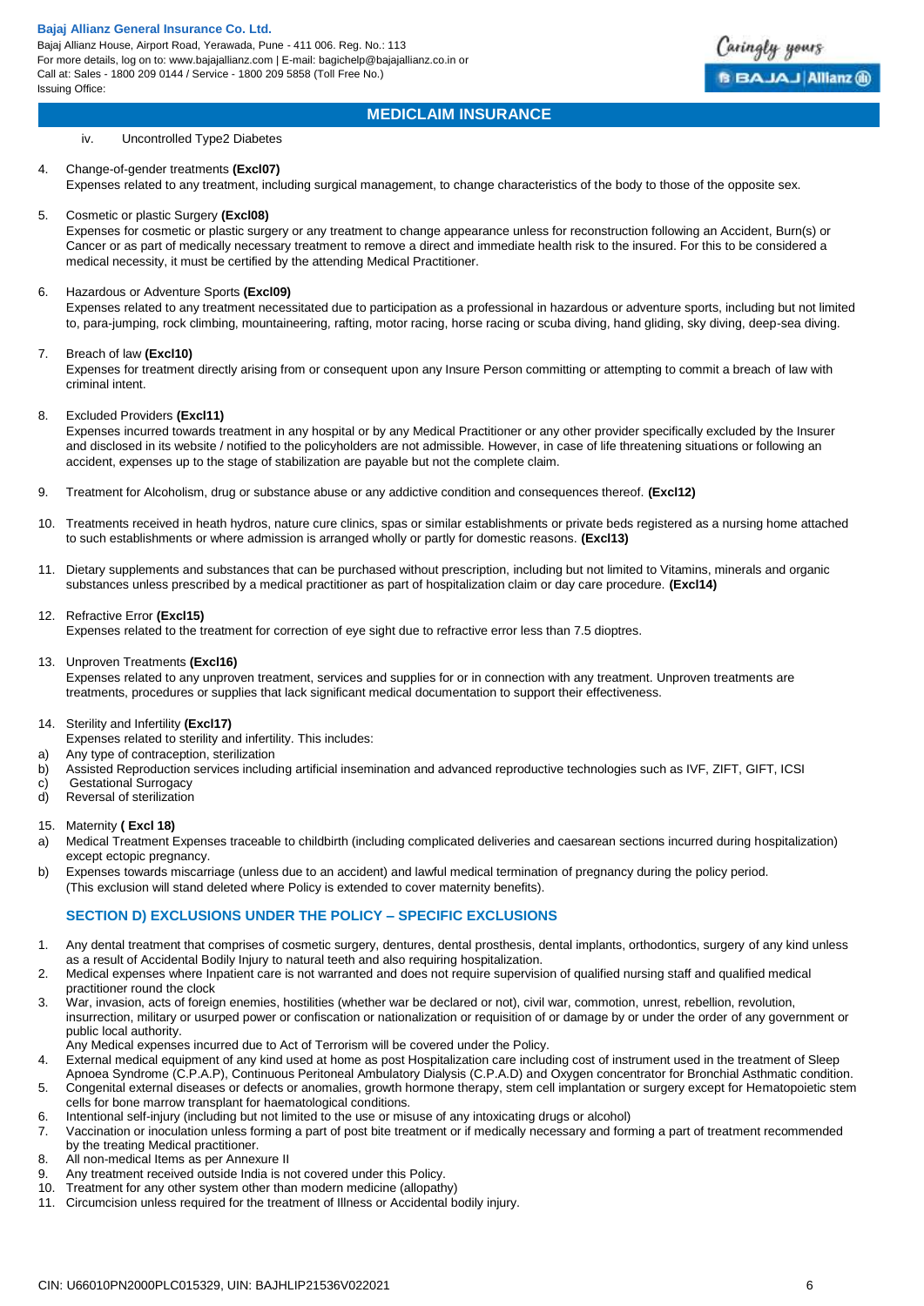iv. Uncontrolled Type2 Diabetes

4. Change-of-gender treatments **(Excl07)**
   Expenses related to any treatment, including surgical management, to change characteristics of the body to those of the opposite sex.

5. Cosmetic or plastic Surgery **(Excl08)**
   Expenses for cosmetic or plastic surgery or any treatment to change appearance unless for reconstruction following an Accident, Burn(s) or Cancer or as part of medically necessary treatment to remove a direct and immediate health risk to the insured. For this to be considered a medical necessity, it must be certified by the attending Medical Practitioner.

6. Hazardous or Adventure Sports **(Excl09)**
   Expenses related to any treatment necessitated due to participation as a professional in hazardous or adventure sports, including but not limited to, para-jumping, rock climbing, mountaineering, rafting, motor racing, horse racing or scuba diving, hand gliding, sky diving, deep-sea diving.

7. Breach of law **(Excl10)**
   Expenses for treatment directly arising from or consequent upon any Insure Person committing or attempting to commit a breach of law with criminal intent.

8. Excluded Providers **(Excl11)**
   Expenses incurred towards treatment in any hospital or by any Medical Practitioner or any other provider specifically excluded by the Insurer and disclosed in its website / notified to the policyholders are not admissible. However, in case of life threatening situations or following an accident, expenses up to the stage of stabilization are payable but not the complete claim.

9. Treatment for Alcoholism, drug or substance abuse or any addictive condition and consequences thereof. **(Excl12)**

10. Treatments received in heath hydros, nature cure clinics, spas or similar establishments or private beds registered as a nursing home attached to such establishments or where admission is arranged wholly or partly for domestic reasons. **(Excl13)**

11. Dietary supplements and substances that can be purchased without prescription, including but not limited to Vitamins, minerals and organic substances unless prescribed by a medical practitioner as part of hospitalization claim or day care procedure. **(Excl14)**

12. Refractive Error **(Excl15)**
    Expenses related to the treatment for correction of eye sight due to refractive error less than 7.5 dioptres.

13. Unproven Treatments **(Excl16)**
    Expenses related to any unproven treatment, services and supplies for or in connection with any treatment. Unproven treatments are treatments, procedures or supplies that lack significant medical documentation to support their effectiveness.

14. Sterility and Infertility **(Excl17)**
    Expenses related to sterility and infertility. This includes:
    a) Any type of contraception, sterilization
    b) Assisted Reproduction services including artificial insemination and advanced reproductive technologies such as IVF, ZIFT, GIFT, ICSI
    c) Gestational Surrogacy
    d) Reversal of sterilization

15. Maternity **( Excl 18)**
    a) Medical Treatment Expenses traceable to childbirth (including complicated deliveries and caesarean sections incurred during hospitalization) except ectopic pregnancy.
    b) Expenses towards miscarriage (unless due to an accident) and lawful medical termination of pregnancy during the policy period.
    (This exclusion will stand deleted where Policy is extended to cover maternity benefits).

### SECTION D) EXCLUSIONS UNDER THE POLICY – SPECIFIC EXCLUSIONS

1. Any dental treatment that comprises of cosmetic surgery, dentures, dental prosthesis, dental implants, orthodontics, surgery of any kind unless as a result of Accidental Bodily Injury to natural teeth and also requiring hospitalization.
2. Medical expenses where Inpatient care is not warranted and does not require supervision of qualified nursing staff and qualified medical practitioner round the clock
3. War, invasion, acts of foreign enemies, hostilities (whether war be declared or not), civil war, commotion, unrest, rebellion, revolution, insurrection, military or usurped power or confiscation or nationalization or requisition of or damage by or under the order of any government or public local authority.
   Any Medical expenses incurred due to Act of Terrorism will be covered under the Policy.
4. External medical equipment of any kind used at home as post Hospitalization care including cost of instrument used in the treatment of Sleep Apnoea Syndrome (C.P.A.P), Continuous Peritoneal Ambulatory Dialysis (C.P.A.D) and Oxygen concentrator for Bronchial Asthmatic condition.
5. Congenital external diseases or defects or anomalies, growth hormone therapy, stem cell implantation or surgery except for Hematopoietic stem cells for bone marrow transplant for haematological conditions.
6. Intentional self-injury (including but not limited to the use or misuse of any intoxicating drugs or alcohol)
7. Vaccination or inoculation unless forming a part of post bite treatment or if medically necessary and forming a part of treatment recommended by the treating Medical practitioner.
8. All non-medical Items as per Annexure II
9. Any treatment received outside India is not covered under this Policy.
10. Treatment for any other system other than modern medicine (allopathy)
11. Circumcision unless required for the treatment of Illness or Accidental bodily injury.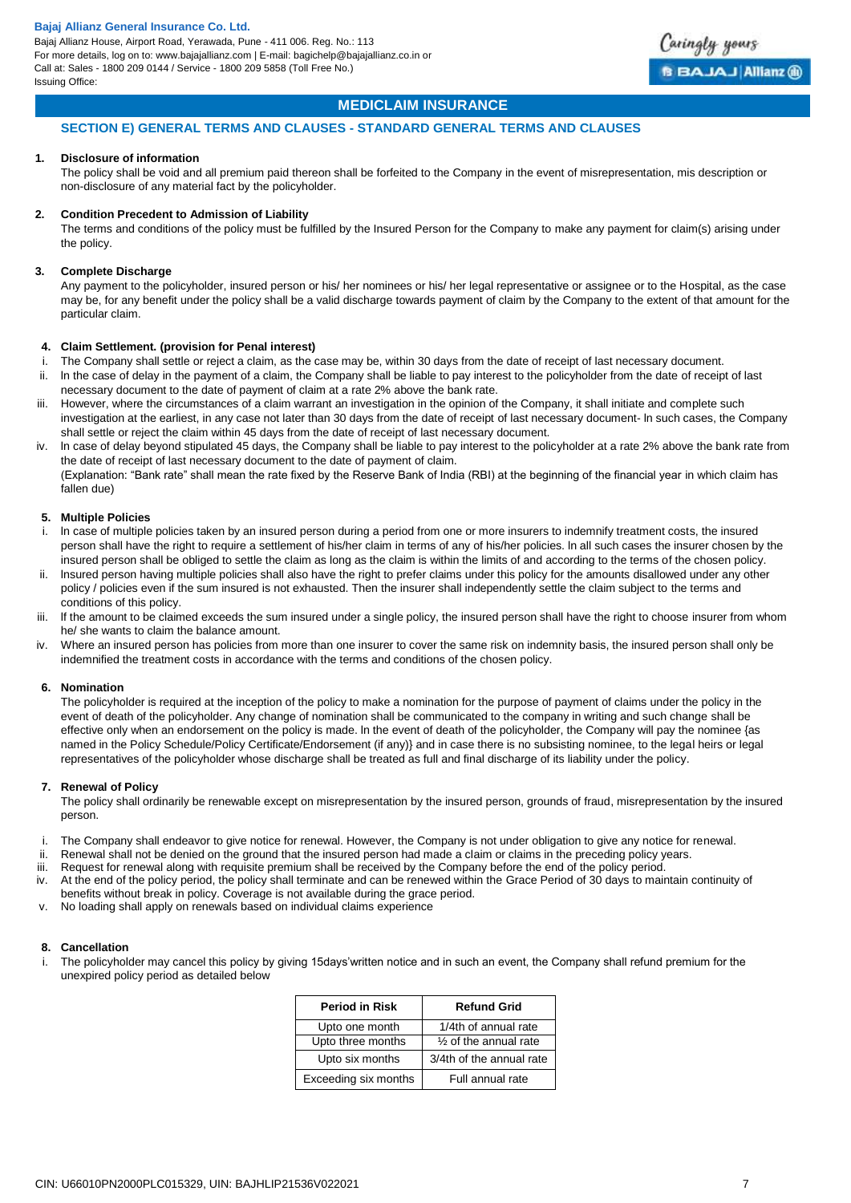## MEDICLAIM INSURANCE

### SECTION E) GENERAL TERMS AND CLAUSES - STANDARD GENERAL TERMS AND CLAUSES

**1. Disclosure of information**

The policy shall be void and all premium paid thereon shall be forfeited to the Company in the event of misrepresentation, mis description or non-disclosure of any material fact by the policyholder.

**2. Condition Precedent to Admission of Liability**

The terms and conditions of the policy must be fulfilled by the Insured Person for the Company to make any payment for claim(s) arising under the policy.

**3. Complete Discharge**

Any payment to the policyholder, insured person or his/ her nominees or his/ her legal representative or assignee or to the Hospital, as the case may be, for any benefit under the policy shall be a valid discharge towards payment of claim by the Company to the extent of that amount for the particular claim.

**4. Claim Settlement. (provision for Penal interest)**

i. The Company shall settle or reject a claim, as the case may be, within 30 days from the date of receipt of last necessary document.

ii. In the case of delay in the payment of a claim, the Company shall be liable to pay interest to the policyholder from the date of receipt of last necessary document to the date of payment of claim at a rate 2% above the bank rate.

iii. However, where the circumstances of a claim warrant an investigation in the opinion of the Company, it shall initiate and complete such investigation at the earliest, in any case not later than 30 days from the date of receipt of last necessary document- In such cases, the Company shall settle or reject the claim within 45 days from the date of receipt of last necessary document.

iv. In case of delay beyond stipulated 45 days, the Company shall be liable to pay interest to the policyholder at a rate 2% above the bank rate from the date of receipt of last necessary document to the date of payment of claim.

(Explanation: "Bank rate" shall mean the rate fixed by the Reserve Bank of India (RBI) at the beginning of the financial year in which claim has fallen due)

**5. Multiple Policies**

i. In case of multiple policies taken by an insured person during a period from one or more insurers to indemnify treatment costs, the insured person shall have the right to require a settlement of his/her claim in terms of any of his/her policies. In all such cases the insurer chosen by the insured person shall be obliged to settle the claim as long as the claim is within the limits of and according to the terms of the chosen policy.

ii. Insured person having multiple policies shall also have the right to prefer claims under this policy for the amounts disallowed under any other policy / policies even if the sum insured is not exhausted. Then the insurer shall independently settle the claim subject to the terms and conditions of this policy.

iii. If the amount to be claimed exceeds the sum insured under a single policy, the insured person shall have the right to choose insurer from whom he/ she wants to claim the balance amount.

iv. Where an insured person has policies from more than one insurer to cover the same risk on indemnity basis, the insured person shall only be indemnified the treatment costs in accordance with the terms and conditions of the chosen policy.

**6. Nomination**

The policyholder is required at the inception of the policy to make a nomination for the purpose of payment of claims under the policy in the event of death of the policyholder. Any change of nomination shall be communicated to the company in writing and such change shall be effective only when an endorsement on the policy is made. In the event of death of the policyholder, the Company will pay the nominee {as named in the Policy Schedule/Policy Certificate/Endorsement (if any)} and in case there is no subsisting nominee, to the legal heirs or legal representatives of the policyholder whose discharge shall be treated as full and final discharge of its liability under the policy.

**7. Renewal of Policy**

The policy shall ordinarily be renewable except on misrepresentation by the insured person, grounds of fraud, misrepresentation by the insured person.

i. The Company shall endeavor to give notice for renewal. However, the Company is not under obligation to give any notice for renewal.

ii. Renewal shall not be denied on the ground that the insured person had made a claim or claims in the preceding policy years.

iii. Request for renewal along with requisite premium shall be received by the Company before the end of the policy period.

iv. At the end of the policy period, the policy shall terminate and can be renewed within the Grace Period of 30 days to maintain continuity of benefits without break in policy. Coverage is not available during the grace period.

v. No loading shall apply on renewals based on individual claims experience

**8. Cancellation**

i. The policyholder may cancel this policy by giving 15days'written notice and in such an event, the Company shall refund premium for the unexpired policy period as detailed below

| Period in Risk | Refund Grid |
|---|---|
| Upto one month | 1/4th of annual rate |
| Upto three months | ½ of the annual rate |
| Upto six months | 3/4th of the annual rate |
| Exceeding six months | Full annual rate |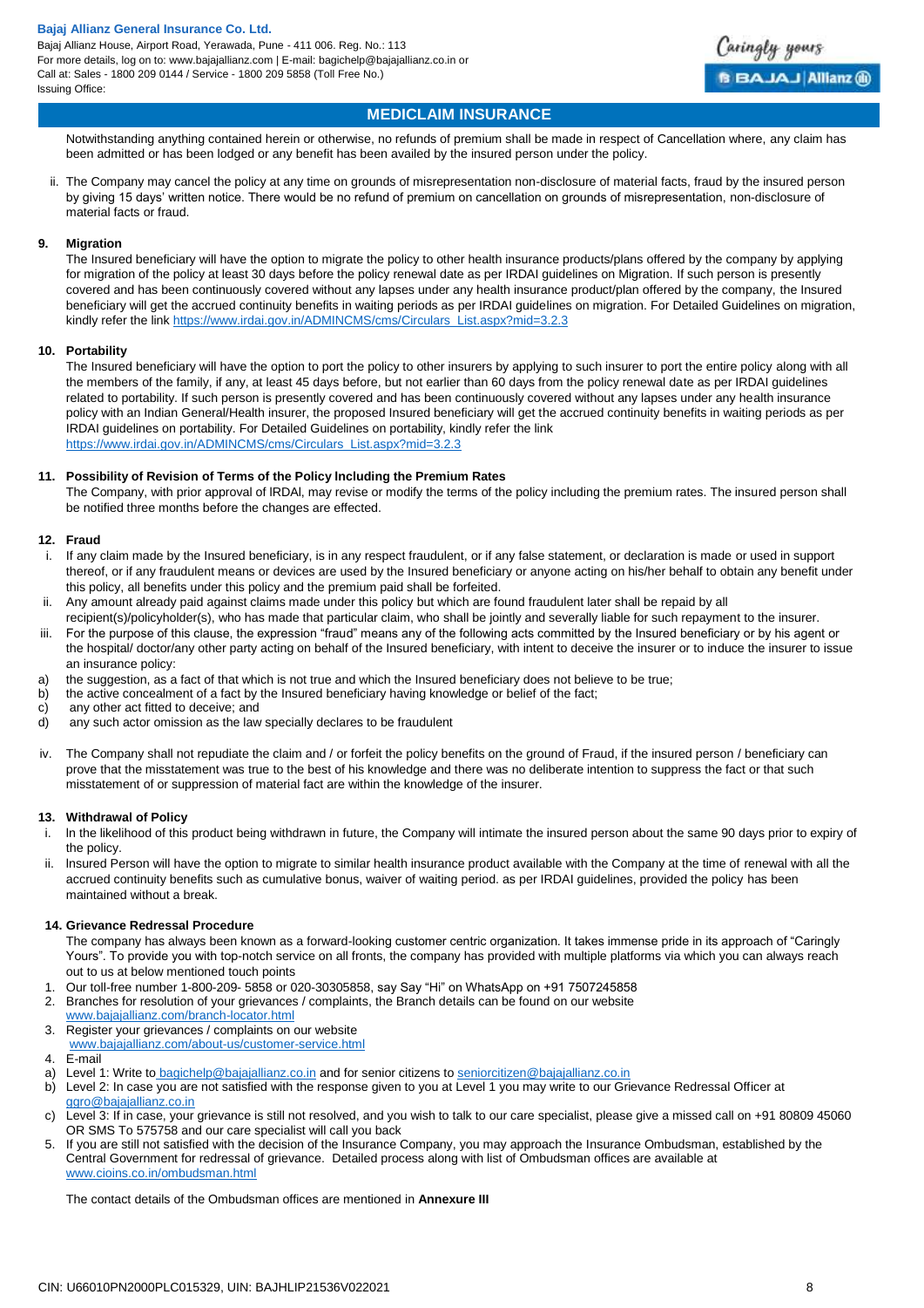## MEDICLAIM INSURANCE

Notwithstanding anything contained herein or otherwise, no refunds of premium shall be made in respect of Cancellation where, any claim has been admitted or has been lodged or any benefit has been availed by the insured person under the policy.

ii. The Company may cancel the policy at any time on grounds of misrepresentation non-disclosure of material facts, fraud by the insured person by giving 15 days' written notice. There would be no refund of premium on cancellation on grounds of misrepresentation, non-disclosure of material facts or fraud.

**9. Migration**

The Insured beneficiary will have the option to migrate the policy to other health insurance products/plans offered by the company by applying for migration of the policy at least 30 days before the policy renewal date as per IRDAI guidelines on Migration. If such person is presently covered and has been continuously covered without any lapses under any health insurance product/plan offered by the company, the Insured beneficiary will get the accrued continuity benefits in waiting periods as per IRDAI guidelines on migration. For Detailed Guidelines on migration, kindly refer the link https://www.irdai.gov.in/ADMINCMS/cms/Circulars_List.aspx?mid=3.2.3

**10. Portability**

The Insured beneficiary will have the option to port the policy to other insurers by applying to such insurer to port the entire policy along with all the members of the family, if any, at least 45 days before, but not earlier than 60 days from the policy renewal date as per IRDAI guidelines related to portability. If such person is presently covered and has been continuously covered without any lapses under any health insurance policy with an Indian General/Health insurer, the proposed Insured beneficiary will get the accrued continuity benefits in waiting periods as per IRDAI guidelines on portability. For Detailed Guidelines on portability, kindly refer the link https://www.irdai.gov.in/ADMINCMS/cms/Circulars_List.aspx?mid=3.2.3

**11. Possibility of Revision of Terms of the Policy Including the Premium Rates**

The Company, with prior approval of IRDAI, may revise or modify the terms of the policy including the premium rates. The insured person shall be notified three months before the changes are effected.

**12. Fraud**

i. If any claim made by the Insured beneficiary, is in any respect fraudulent, or if any false statement, or declaration is made or used in support thereof, or if any fraudulent means or devices are used by the Insured beneficiary or anyone acting on his/her behalf to obtain any benefit under this policy, all benefits under this policy and the premium paid shall be forfeited.

ii. Any amount already paid against claims made under this policy but which are found fraudulent later shall be repaid by all recipient(s)/policyholder(s), who has made that particular claim, who shall be jointly and severally liable for such repayment to the insurer.

iii. For the purpose of this clause, the expression "fraud" means any of the following acts committed by the Insured beneficiary or by his agent or the hospital/ doctor/any other party acting on behalf of the Insured beneficiary, with intent to deceive the insurer or to induce the insurer to issue an insurance policy:

a) the suggestion, as a fact of that which is not true and which the Insured beneficiary does not believe to be true;
b) the active concealment of a fact by the Insured beneficiary having knowledge or belief of the fact;
c) any other act fitted to deceive; and
d) any such actor omission as the law specially declares to be fraudulent

iv. The Company shall not repudiate the claim and / or forfeit the policy benefits on the ground of Fraud, if the insured person / beneficiary can prove that the misstatement was true to the best of his knowledge and there was no deliberate intention to suppress the fact or that such misstatement of or suppression of material fact are within the knowledge of the insurer.

**13. Withdrawal of Policy**

i. In the likelihood of this product being withdrawn in future, the Company will intimate the insured person about the same 90 days prior to expiry of the policy.

ii. Insured Person will have the option to migrate to similar health insurance product available with the Company at the time of renewal with all the accrued continuity benefits such as cumulative bonus, waiver of waiting period. as per IRDAI guidelines, provided the policy has been maintained without a break.

**14. Grievance Redressal Procedure**

The company has always been known as a forward-looking customer centric organization. It takes immense pride in its approach of "Caringly Yours". To provide you with top-notch service on all fronts, the company has provided with multiple platforms via which you can always reach out to us at below mentioned touch points

1. Our toll-free number 1-800-209- 5858 or 020-30305858, say Say "Hi" on WhatsApp on +91 7507245858
2. Branches for resolution of your grievances / complaints, the Branch details can be found on our website www.bajajallianz.com/branch-locator.html
3. Register your grievances / complaints on our website www.bajajallianz.com/about-us/customer-service.html
4. E-mail
   a) Level 1: Write to bagichelp@bajajallianz.co.in and for senior citizens to seniorcitizen@bajajallianz.co.in
   b) Level 2: In case you are not satisfied with the response given to you at Level 1 you may write to our Grievance Redressal Officer at ggro@bajajallianz.co.in
   c) Level 3: If in case, your grievance is still not resolved, and you wish to talk to our care specialist, please give a missed call on +91 80809 45060 OR SMS To 575758 and our care specialist will call you back
5. If you are still not satisfied with the decision of the Insurance Company, you may approach the Insurance Ombudsman, established by the Central Government for redressal of grievance. Detailed process along with list of Ombudsman offices are available at www.cioins.co.in/ombudsman.html

The contact details of the Ombudsman offices are mentioned in **Annexure III**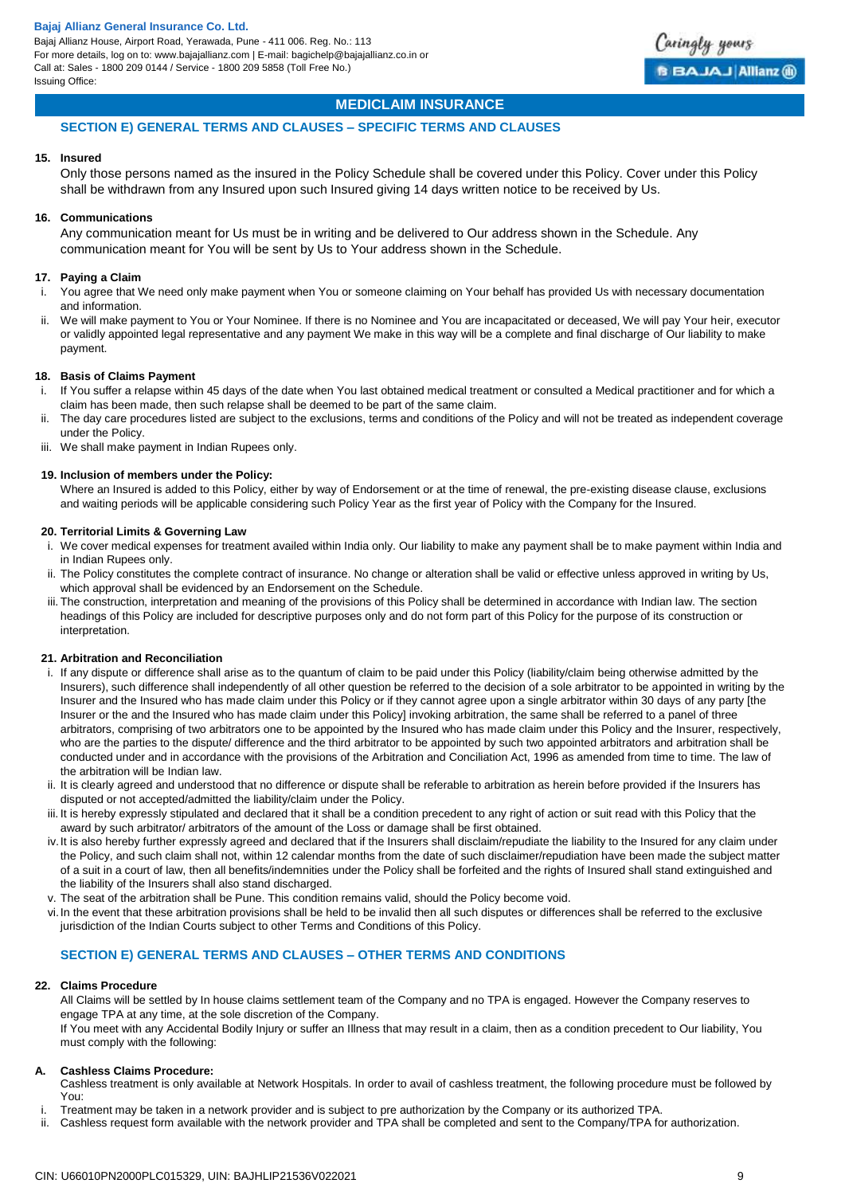## MEDICLAIM INSURANCE

### SECTION E) GENERAL TERMS AND CLAUSES – SPECIFIC TERMS AND CLAUSES

**15. Insured**

Only those persons named as the insured in the Policy Schedule shall be covered under this Policy. Cover under this Policy shall be withdrawn from any Insured upon such Insured giving 14 days written notice to be received by Us.

**16. Communications**

Any communication meant for Us must be in writing and be delivered to Our address shown in the Schedule. Any communication meant for You will be sent by Us to Your address shown in the Schedule.

**17. Paying a Claim**

i. You agree that We need only make payment when You or someone claiming on Your behalf has provided Us with necessary documentation and information.

ii. We will make payment to You or Your Nominee. If there is no Nominee and You are incapacitated or deceased, We will pay Your heir, executor or validly appointed legal representative and any payment We make in this way will be a complete and final discharge of Our liability to make payment.

**18. Basis of Claims Payment**

i. If You suffer a relapse within 45 days of the date when You last obtained medical treatment or consulted a Medical practitioner and for which a claim has been made, then such relapse shall be deemed to be part of the same claim.

ii. The day care procedures listed are subject to the exclusions, terms and conditions of the Policy and will not be treated as independent coverage under the Policy.

iii. We shall make payment in Indian Rupees only.

**19. Inclusion of members under the Policy:**

Where an Insured is added to this Policy, either by way of Endorsement or at the time of renewal, the pre-existing disease clause, exclusions and waiting periods will be applicable considering such Policy Year as the first year of Policy with the Company for the Insured.

**20. Territorial Limits & Governing Law**

i. We cover medical expenses for treatment availed within India only. Our liability to make any payment shall be to make payment within India and in Indian Rupees only.

ii. The Policy constitutes the complete contract of insurance. No change or alteration shall be valid or effective unless approved in writing by Us, which approval shall be evidenced by an Endorsement on the Schedule.

iii. The construction, interpretation and meaning of the provisions of this Policy shall be determined in accordance with Indian law. The section headings of this Policy are included for descriptive purposes only and do not form part of this Policy for the purpose of its construction or interpretation.

**21. Arbitration and Reconciliation**

i. If any dispute or difference shall arise as to the quantum of claim to be paid under this Policy (liability/claim being otherwise admitted by the Insurers), such difference shall independently of all other question be referred to the decision of a sole arbitrator to be appointed in writing by the Insurer and the Insured who has made claim under this Policy or if they cannot agree upon a single arbitrator within 30 days of any party [the Insurer or the and the Insured who has made claim under this Policy] invoking arbitration, the same shall be referred to a panel of three arbitrators, comprising of two arbitrators one to be appointed by the Insured who has made claim under this Policy and the Insurer, respectively, who are the parties to the dispute/ difference and the third arbitrator to be appointed by such two appointed arbitrators and arbitration shall be conducted under and in accordance with the provisions of the Arbitration and Conciliation Act, 1996 as amended from time to time. The law of the arbitration will be Indian law.

ii. It is clearly agreed and understood that no difference or dispute shall be referable to arbitration as herein before provided if the Insurers has disputed or not accepted/admitted the liability/claim under the Policy.

iii. It is hereby expressly stipulated and declared that it shall be a condition precedent to any right of action or suit read with this Policy that the award by such arbitrator/ arbitrators of the amount of the Loss or damage shall be first obtained.

iv. It is also hereby further expressly agreed and declared that if the Insurers shall disclaim/repudiate the liability to the Insured for any claim under the Policy, and such claim shall not, within 12 calendar months from the date of such disclaimer/repudiation have been made the subject matter of a suit in a court of law, then all benefits/indemnities under the Policy shall be forfeited and the rights of Insured shall stand extinguished and the liability of the Insurers shall also stand discharged.

v. The seat of the arbitration shall be Pune. This condition remains valid, should the Policy become void.

vi. In the event that these arbitration provisions shall be held to be invalid then all such disputes or differences shall be referred to the exclusive jurisdiction of the Indian Courts subject to other Terms and Conditions of this Policy.

### SECTION E) GENERAL TERMS AND CLAUSES – OTHER TERMS AND CONDITIONS

**22. Claims Procedure**

All Claims will be settled by In house claims settlement team of the Company and no TPA is engaged. However the Company reserves to engage TPA at any time, at the sole discretion of the Company.

If You meet with any Accidental Bodily Injury or suffer an Illness that may result in a claim, then as a condition precedent to Our liability, You must comply with the following:

**A. Cashless Claims Procedure:**

Cashless treatment is only available at Network Hospitals. In order to avail of cashless treatment, the following procedure must be followed by You:

i. Treatment may be taken in a network provider and is subject to pre authorization by the Company or its authorized TPA.

ii. Cashless request form available with the network provider and TPA shall be completed and sent to the Company/TPA for authorization.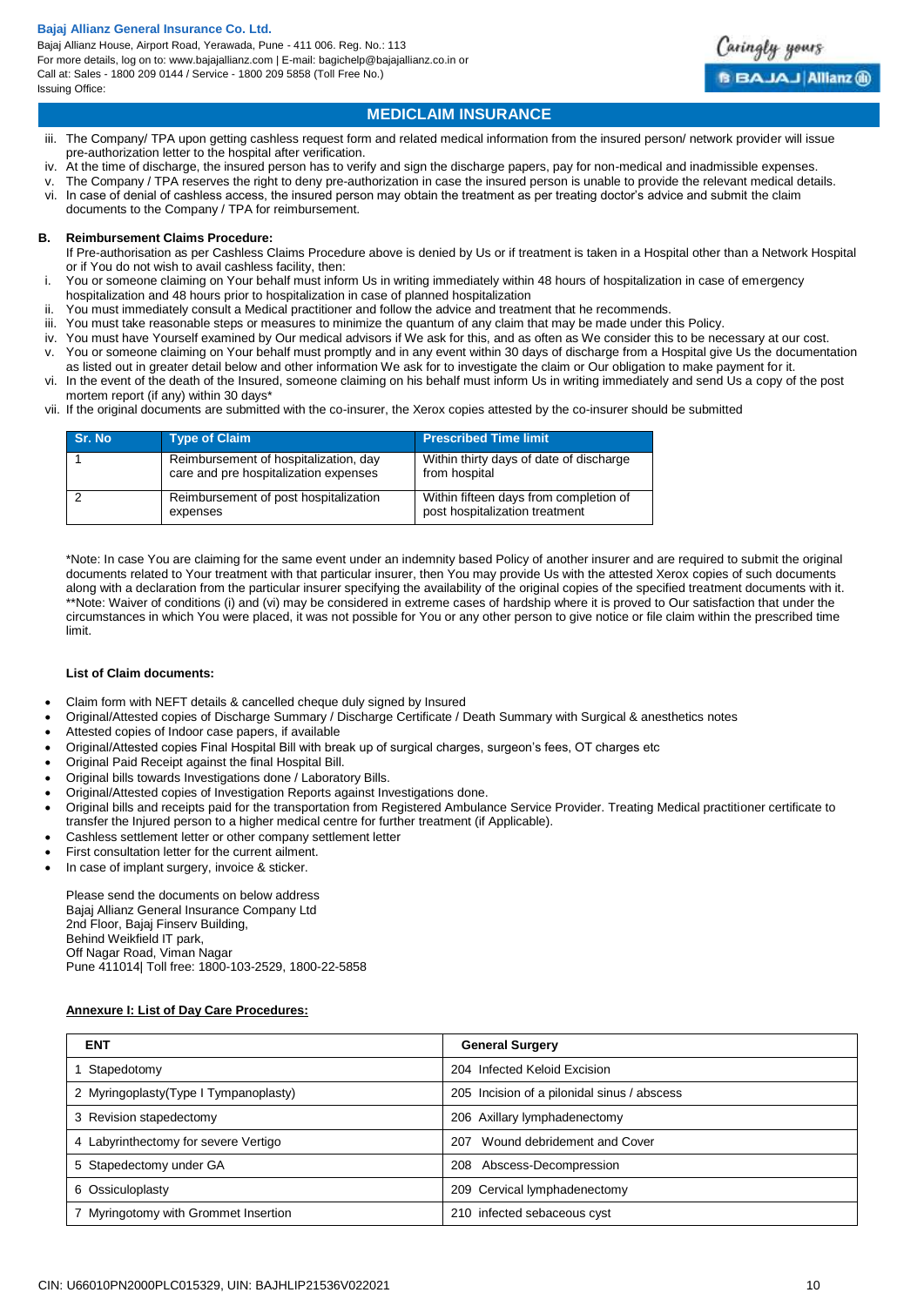## MEDICLAIM INSURANCE

iii. The Company/ TPA upon getting cashless request form and related medical information from the insured person/ network provider will issue pre-authorization letter to the hospital after verification.

iv. At the time of discharge, the insured person has to verify and sign the discharge papers, pay for non-medical and inadmissible expenses.

v. The Company / TPA reserves the right to deny pre-authorization in case the insured person is unable to provide the relevant medical details.

vi. In case of denial of cashless access, the insured person may obtain the treatment as per treating doctor's advice and submit the claim documents to the Company / TPA for reimbursement.

### B. Reimbursement Claims Procedure:

If Pre-authorisation as per Cashless Claims Procedure above is denied by Us or if treatment is taken in a Hospital other than a Network Hospital or if You do not wish to avail cashless facility, then:

i. You or someone claiming on Your behalf must inform Us in writing immediately within 48 hours of hospitalization in case of emergency hospitalization and 48 hours prior to hospitalization in case of planned hospitalization

ii. You must immediately consult a Medical practitioner and follow the advice and treatment that he recommends.

iii. You must take reasonable steps or measures to minimize the quantum of any claim that may be made under this Policy.

iv. You must have Yourself examined by Our medical advisors if We ask for this, and as often as We consider this to be necessary at our cost.

v. You or someone claiming on Your behalf must promptly and in any event within 30 days of discharge from a Hospital give Us the documentation as listed out in greater detail below and other information We ask for to investigate the claim or Our obligation to make payment for it.

vi. In the event of the death of the Insured, someone claiming on his behalf must inform Us in writing immediately and send Us a copy of the post mortem report (if any) within 30 days*

vii. If the original documents are submitted with the co-insurer, the Xerox copies attested by the co-insurer should be submitted

| Sr. No | Type of Claim | Prescribed Time limit |
|---|---|---|
| 1 | Reimbursement of hospitalization, day care and pre hospitalization expenses | Within thirty days of date of discharge from hospital |
| 2 | Reimbursement of post hospitalization expenses | Within fifteen days from completion of post hospitalization treatment |

*Note: In case You are claiming for the same event under an indemnity based Policy of another insurer and are required to submit the original documents related to Your treatment with that particular insurer, then You may provide Us with the attested Xerox copies of such documents along with a declaration from the particular insurer specifying the availability of the original copies of the specified treatment documents with it.

**Note: Waiver of conditions (i) and (vi) may be considered in extreme cases of hardship where it is proved to Our satisfaction that under the circumstances in which You were placed, it was not possible for You or any other person to give notice or file claim within the prescribed time limit.

**List of Claim documents:**

- Claim form with NEFT details & cancelled cheque duly signed by Insured
- Original/Attested copies of Discharge Summary / Discharge Certificate / Death Summary with Surgical & anesthetics notes
- Attested copies of Indoor case papers, if available
- Original/Attested copies Final Hospital Bill with break up of surgical charges, surgeon's fees, OT charges etc
- Original Paid Receipt against the final Hospital Bill.
- Original bills towards Investigations done / Laboratory Bills.
- Original/Attested copies of Investigation Reports against Investigations done.
- Original bills and receipts paid for the transportation from Registered Ambulance Service Provider. Treating Medical practitioner certificate to transfer the Injured person to a higher medical centre for further treatment (if Applicable).
- Cashless settlement letter or other company settlement letter
- First consultation letter for the current ailment.
- In case of implant surgery, invoice & sticker.

Please send the documents on below address
Bajaj Allianz General Insurance Company Ltd
2nd Floor, Bajaj Finserv Building,
Behind Weikfield IT park,
Off Nagar Road, Viman Nagar
Pune 411014| Toll free: 1800-103-2529, 1800-22-5858

### Annexure I: List of Day Care Procedures:

| ENT | General Surgery |
|---|---|
| 1 Stapedotomy | 204 Infected Keloid Excision |
| 2 Myringoplasty(Type I Tympanoplasty) | 205 Incision of a pilonidal sinus / abscess |
| 3 Revision stapedectomy | 206 Axillary lymphadenectomy |
| 4 Labyrinthectomy for severe Vertigo | 207 Wound debridement and Cover |
| 5 Stapedectomy under GA | 208 Abscess-Decompression |
| 6 Ossiculoplasty | 209 Cervical lymphadenectomy |
| 7 Myringotomy with Grommet Insertion | 210 infected sebaceous cyst |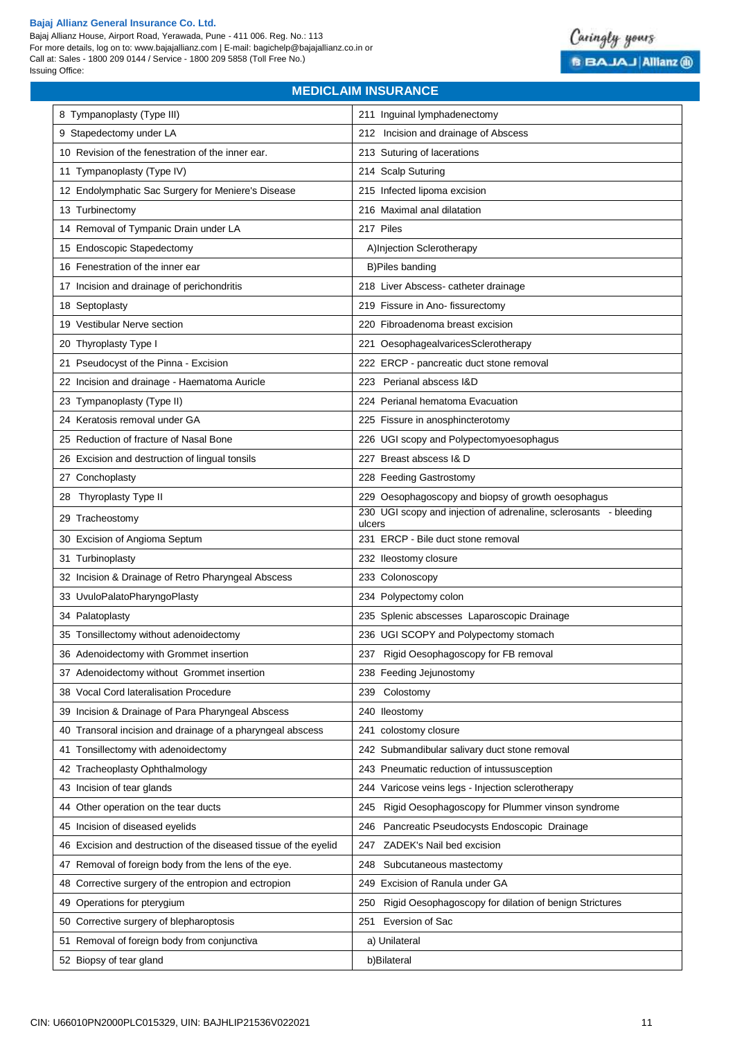## MEDICLAIM INSURANCE

| | |
|---|---|
| 8 Tympanoplasty (Type III) | 211 Inguinal lymphadenectomy |
| 9 Stapedectomy under LA | 212 Incision and drainage of Abscess |
| 10 Revision of the fenestration of the inner ear. | 213 Suturing of lacerations |
| 11 Tympanoplasty (Type IV) | 214 Scalp Suturing |
| 12 Endolymphatic Sac Surgery for Meniere's Disease | 215 Infected lipoma excision |
| 13 Turbinectomy | 216 Maximal anal dilatation |
| 14 Removal of Tympanic Drain under LA | 217 Piles |
| 15 Endoscopic Stapedectomy | A)Injection Sclerotherapy |
| 16 Fenestration of the inner ear | B)Piles banding |
| 17 Incision and drainage of perichondritis | 218 Liver Abscess- catheter drainage |
| 18 Septoplasty | 219 Fissure in Ano- fissurectomy |
| 19 Vestibular Nerve section | 220 Fibroadenoma breast excision |
| 20 Thyroplasty Type I | 221 OesophagealvaricesSclerotherapy |
| 21 Pseudocyst of the Pinna - Excision | 222 ERCP - pancreatic duct stone removal |
| 22 Incision and drainage - Haematoma Auricle | 223 Perianal abscess I&D |
| 23 Tympanoplasty (Type II) | 224 Perianal hematoma Evacuation |
| 24 Keratosis removal under GA | 225 Fissure in anosphincterotomy |
| 25 Reduction of fracture of Nasal Bone | 226 UGI scopy and Polypectomyoesophagus |
| 26 Excision and destruction of lingual tonsils | 227 Breast abscess I& D |
| 27 Conchoplasty | 228 Feeding Gastrostomy |
| 28 Thyroplasty Type II | 229 Oesophagoscopy and biopsy of growth oesophagus |
| 29 Tracheostomy | 230 UGI scopy and injection of adrenaline, sclerosants - bleeding ulcers |
| 30 Excision of Angioma Septum | 231 ERCP - Bile duct stone removal |
| 31 Turbinoplasty | 232 Ileostomy closure |
| 32 Incision & Drainage of Retro Pharyngeal Abscess | 233 Colonoscopy |
| 33 UvuloPalatoPharyngoPlasty | 234 Polypectomy colon |
| 34 Palatoplasty | 235 Splenic abscesses Laparoscopic Drainage |
| 35 Tonsillectomy without adenoidectomy | 236 UGI SCOPY and Polypectomy stomach |
| 36 Adenoidectomy with Grommet insertion | 237 Rigid Oesophagoscopy for FB removal |
| 37 Adenoidectomy without Grommet insertion | 238 Feeding Jejunostomy |
| 38 Vocal Cord lateralisation Procedure | 239 Colostomy |
| 39 Incision & Drainage of Para Pharyngeal Abscess | 240 Ileostomy |
| 40 Transoral incision and drainage of a pharyngeal abscess | 241 colostomy closure |
| 41 Tonsillectomy with adenoidectomy | 242 Submandibular salivary duct stone removal |
| 42 Tracheoplasty Ophthalmology | 243 Pneumatic reduction of intussusception |
| 43 Incision of tear glands | 244 Varicose veins legs - Injection sclerotherapy |
| 44 Other operation on the tear ducts | 245 Rigid Oesophagoscopy for Plummer vinson syndrome |
| 45 Incision of diseased eyelids | 246 Pancreatic Pseudocysts Endoscopic Drainage |
| 46 Excision and destruction of the diseased tissue of the eyelid | 247 ZADEK's Nail bed excision |
| 47 Removal of foreign body from the lens of the eye. | 248 Subcutaneous mastectomy |
| 48 Corrective surgery of the entropion and ectropion | 249 Excision of Ranula under GA |
| 49 Operations for pterygium | 250 Rigid Oesophagoscopy for dilation of benign Strictures |
| 50 Corrective surgery of blepharoptosis | 251 Eversion of Sac |
| 51 Removal of foreign body from conjunctiva | a) Unilateral |
| 52 Biopsy of tear gland | b)Bilateral |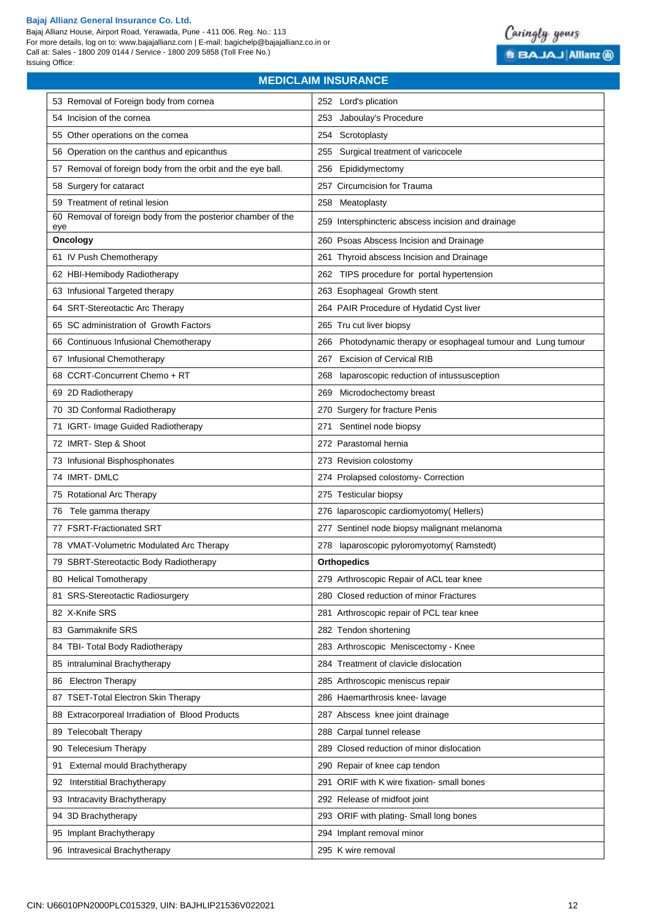## MEDICLAIM INSURANCE

| | |
|---|---|
| 53 Removal of Foreign body from cornea | 252 Lord's plication |
| 54 Incision of the cornea | 253 Jaboulay's Procedure |
| 55 Other operations on the cornea | 254 Scrotoplasty |
| 56 Operation on the canthus and epicanthus | 255 Surgical treatment of varicocele |
| 57 Removal of foreign body from the orbit and the eye ball. | 256 Epididymectomy |
| 58 Surgery for cataract | 257 Circumcision for Trauma |
| 59 Treatment of retinal lesion | 258 Meatoplasty |
| 60 Removal of foreign body from the posterior chamber of the eye | 259 Intersphincteric abscess incision and drainage |
| **Oncology** | 260 Psoas Abscess Incision and Drainage |
| 61 IV Push Chemotherapy | 261 Thyroid abscess Incision and Drainage |
| 62 HBI-Hemibody Radiotherapy | 262 TIPS procedure for portal hypertension |
| 63 Infusional Targeted therapy | 263 Esophageal Growth stent |
| 64 SRT-Stereotactic Arc Therapy | 264 PAIR Procedure of Hydatid Cyst liver |
| 65 SC administration of Growth Factors | 265 Tru cut liver biopsy |
| 66 Continuous Infusional Chemotherapy | 266 Photodynamic therapy or esophageal tumour and Lung tumour |
| 67 Infusional Chemotherapy | 267 Excision of Cervical RIB |
| 68 CCRT-Concurrent Chemo + RT | 268 laparoscopic reduction of intussusception |
| 69 2D Radiotherapy | 269 Microdochectomy breast |
| 70 3D Conformal Radiotherapy | 270 Surgery for fracture Penis |
| 71 IGRT- Image Guided Radiotherapy | 271 Sentinel node biopsy |
| 72 IMRT- Step & Shoot | 272 Parastomal hernia |
| 73 Infusional Bisphosphonates | 273 Revision colostomy |
| 74 IMRT- DMLC | 274 Prolapsed colostomy- Correction |
| 75 Rotational Arc Therapy | 275 Testicular biopsy |
| 76 Tele gamma therapy | 276 laparoscopic cardiomyotomy( Hellers) |
| 77 FSRT-Fractionated SRT | 277 Sentinel node biopsy malignant melanoma |
| 78 VMAT-Volumetric Modulated Arc Therapy | 278 laparoscopic pyloromyotomy( Ramstedt) |
| 79 SBRT-Stereotactic Body Radiotherapy | **Orthopedics** |
| 80 Helical Tomotherapy | 279 Arthroscopic Repair of ACL tear knee |
| 81 SRS-Stereotactic Radiosurgery | 280 Closed reduction of minor Fractures |
| 82 X-Knife SRS | 281 Arthroscopic repair of PCL tear knee |
| 83 Gammaknife SRS | 282 Tendon shortening |
| 84 TBI- Total Body Radiotherapy | 283 Arthroscopic Meniscectomy - Knee |
| 85 intraluminal Brachytherapy | 284 Treatment of clavicle dislocation |
| 86 Electron Therapy | 285 Arthroscopic meniscus repair |
| 87 TSET-Total Electron Skin Therapy | 286 Haemarthrosis knee- lavage |
| 88 Extracorporeal Irradiation of Blood Products | 287 Abscess knee joint drainage |
| 89 Telecobalt Therapy | 288 Carpal tunnel release |
| 90 Telecesium Therapy | 289 Closed reduction of minor dislocation |
| 91 External mould Brachytherapy | 290 Repair of knee cap tendon |
| 92 Interstitial Brachytherapy | 291 ORIF with K wire fixation- small bones |
| 93 Intracavity Brachytherapy | 292 Release of midfoot joint |
| 94 3D Brachytherapy | 293 ORIF with plating- Small long bones |
| 95 Implant Brachytherapy | 294 Implant removal minor |
| 96 Intravesical Brachytherapy | 295 K wire removal |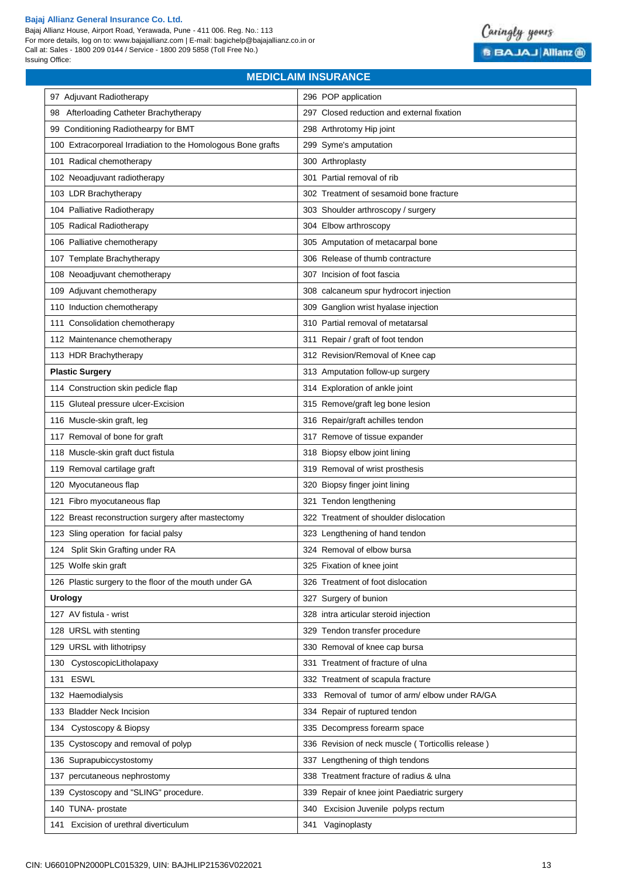## MEDICLAIM INSURANCE

| | |
|---|---|
| 97 Adjuvant Radiotherapy | 296 POP application |
| 98 Afterloading Catheter Brachytherapy | 297 Closed reduction and external fixation |
| 99 Conditioning Radiothearpy for BMT | 298 Arthrotomy Hip joint |
| 100 Extracorporeal Irradiation to the Homologous Bone grafts | 299 Syme's amputation |
| 101 Radical chemotherapy | 300 Arthroplasty |
| 102 Neoadjuvant radiotherapy | 301 Partial removal of rib |
| 103 LDR Brachytherapy | 302 Treatment of sesamoid bone fracture |
| 104 Palliative Radiotherapy | 303 Shoulder arthroscopy / surgery |
| 105 Radical Radiotherapy | 304 Elbow arthroscopy |
| 106 Palliative chemotherapy | 305 Amputation of metacarpal bone |
| 107 Template Brachytherapy | 306 Release of thumb contracture |
| 108 Neoadjuvant chemotherapy | 307 Incision of foot fascia |
| 109 Adjuvant chemotherapy | 308 calcaneum spur hydrocort injection |
| 110 Induction chemotherapy | 309 Ganglion wrist hyalase injection |
| 111 Consolidation chemotherapy | 310 Partial removal of metatarsal |
| 112 Maintenance chemotherapy | 311 Repair / graft of foot tendon |
| 113 HDR Brachytherapy | 312 Revision/Removal of Knee cap |
| **Plastic Surgery** | 313 Amputation follow-up surgery |
| 114 Construction skin pedicle flap | 314 Exploration of ankle joint |
| 115 Gluteal pressure ulcer-Excision | 315 Remove/graft leg bone lesion |
| 116 Muscle-skin graft, leg | 316 Repair/graft achilles tendon |
| 117 Removal of bone for graft | 317 Remove of tissue expander |
| 118 Muscle-skin graft duct fistula | 318 Biopsy elbow joint lining |
| 119 Removal cartilage graft | 319 Removal of wrist prosthesis |
| 120 Myocutaneous flap | 320 Biopsy finger joint lining |
| 121 Fibro myocutaneous flap | 321 Tendon lengthening |
| 122 Breast reconstruction surgery after mastectomy | 322 Treatment of shoulder dislocation |
| 123 Sling operation for facial palsy | 323 Lengthening of hand tendon |
| 124 Split Skin Grafting under RA | 324 Removal of elbow bursa |
| 125 Wolfe skin graft | 325 Fixation of knee joint |
| 126 Plastic surgery to the floor of the mouth under GA | 326 Treatment of foot dislocation |
| **Urology** | 327 Surgery of bunion |
| 127 AV fistula - wrist | 328 intra articular steroid injection |
| 128 URSL with stenting | 329 Tendon transfer procedure |
| 129 URSL with lithotripsy | 330 Removal of knee cap bursa |
| 130 CystoscopicLitholapaxy | 331 Treatment of fracture of ulna |
| 131 ESWL | 332 Treatment of scapula fracture |
| 132 Haemodialysis | 333 Removal of tumor of arm/ elbow under RA/GA |
| 133 Bladder Neck Incision | 334 Repair of ruptured tendon |
| 134 Cystoscopy & Biopsy | 335 Decompress forearm space |
| 135 Cystoscopy and removal of polyp | 336 Revision of neck muscle ( Torticollis release ) |
| 136 Suprapubiccystostomy | 337 Lengthening of thigh tendons |
| 137 percutaneous nephrostomy | 338 Treatment fracture of radius & ulna |
| 139 Cystoscopy and "SLING" procedure. | 339 Repair of knee joint Paediatric surgery |
| 140 TUNA- prostate | 340 Excision Juvenile polyps rectum |
| 141 Excision of urethral diverticulum | 341 Vaginoplasty |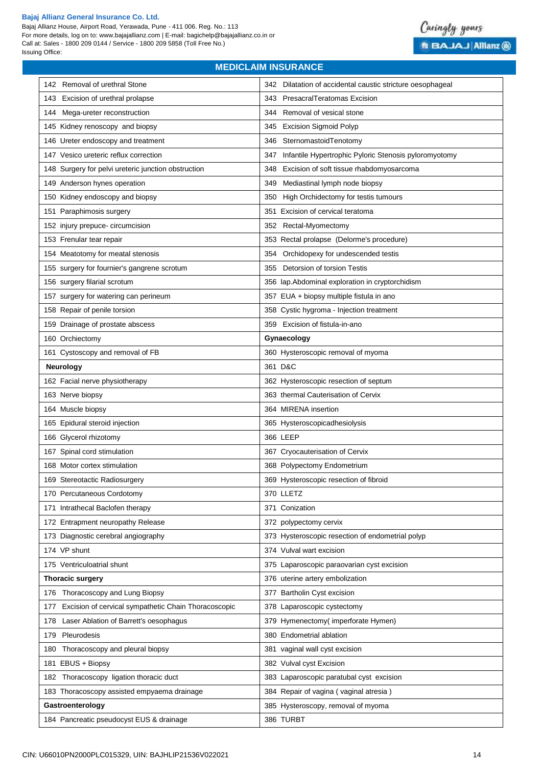## MEDICLAIM INSURANCE

| | |
|---|---|
| 142 Removal of urethral Stone | 342 Dilatation of accidental caustic stricture oesophageal |
| 143 Excision of urethral prolapse | 343 PresacralTeratomas Excision |
| 144 Mega-ureter reconstruction | 344 Removal of vesical stone |
| 145 Kidney renoscopy and biopsy | 345 Excision Sigmoid Polyp |
| 146 Ureter endoscopy and treatment | 346 SternomastoidTenotomy |
| 147 Vesico ureteric reflux correction | 347 Infantile Hypertrophic Pyloric Stenosis pyloromyotomy |
| 148 Surgery for pelvi ureteric junction obstruction | 348 Excision of soft tissue rhabdomyosarcoma |
| 149 Anderson hynes operation | 349 Mediastinal lymph node biopsy |
| 150 Kidney endoscopy and biopsy | 350 High Orchidectomy for testis tumours |
| 151 Paraphimosis surgery | 351 Excision of cervical teratoma |
| 152 injury prepuce- circumcision | 352 Rectal-Myomectomy |
| 153 Frenular tear repair | 353 Rectal prolapse (Delorme's procedure) |
| 154 Meatotomy for meatal stenosis | 354 Orchidopexy for undescended testis |
| 155 surgery for fournier's gangrene scrotum | 355 Detorsion of torsion Testis |
| 156 surgery filarial scrotum | 356 lap.Abdominal exploration in cryptorchidism |
| 157 surgery for watering can perineum | 357 EUA + biopsy multiple fistula in ano |
| 158 Repair of penile torsion | 358 Cystic hygroma - Injection treatment |
| 159 Drainage of prostate abscess | 359 Excision of fistula-in-ano |
| 160 Orchiectomy | **Gynaecology** |
| 161 Cystoscopy and removal of FB | 360 Hysteroscopic removal of myoma |
| **Neurology** | 361 D&C |
| 162 Facial nerve physiotherapy | 362 Hysteroscopic resection of septum |
| 163 Nerve biopsy | 363 thermal Cauterisation of Cervix |
| 164 Muscle biopsy | 364 MIRENA insertion |
| 165 Epidural steroid injection | 365 Hysteroscopicadhesiolysis |
| 166 Glycerol rhizotomy | 366 LEEP |
| 167 Spinal cord stimulation | 367 Cryocauterisation of Cervix |
| 168 Motor cortex stimulation | 368 Polypectomy Endometrium |
| 169 Stereotactic Radiosurgery | 369 Hysteroscopic resection of fibroid |
| 170 Percutaneous Cordotomy | 370 LLETZ |
| 171 Intrathecal Baclofen therapy | 371 Conization |
| 172 Entrapment neuropathy Release | 372 polypectomy cervix |
| 173 Diagnostic cerebral angiography | 373 Hysteroscopic resection of endometrial polyp |
| 174 VP shunt | 374 Vulval wart excision |
| 175 Ventriculoatrial shunt | 375 Laparoscopic paraovarian cyst excision |
| **Thoracic surgery** | 376 uterine artery embolization |
| 176 Thoracoscopy and Lung Biopsy | 377 Bartholin Cyst excision |
| 177 Excision of cervical sympathetic Chain Thoracoscopic | 378 Laparoscopic cystectomy |
| 178 Laser Ablation of Barrett's oesophagus | 379 Hymenectomy( imperforate Hymen) |
| 179 Pleurodesis | 380 Endometrial ablation |
| 180 Thoracoscopy and pleural biopsy | 381 vaginal wall cyst excision |
| 181 EBUS + Biopsy | 382 Vulval cyst Excision |
| 182 Thoracoscopy ligation thoracic duct | 383 Laparoscopic paratubal cyst excision |
| 183 Thoracoscopy assisted empyaema drainage | 384 Repair of vagina ( vaginal atresia ) |
| **Gastroenterology** | 385 Hysteroscopy, removal of myoma |
| 184 Pancreatic pseudocyst EUS & drainage | 386 TURBT |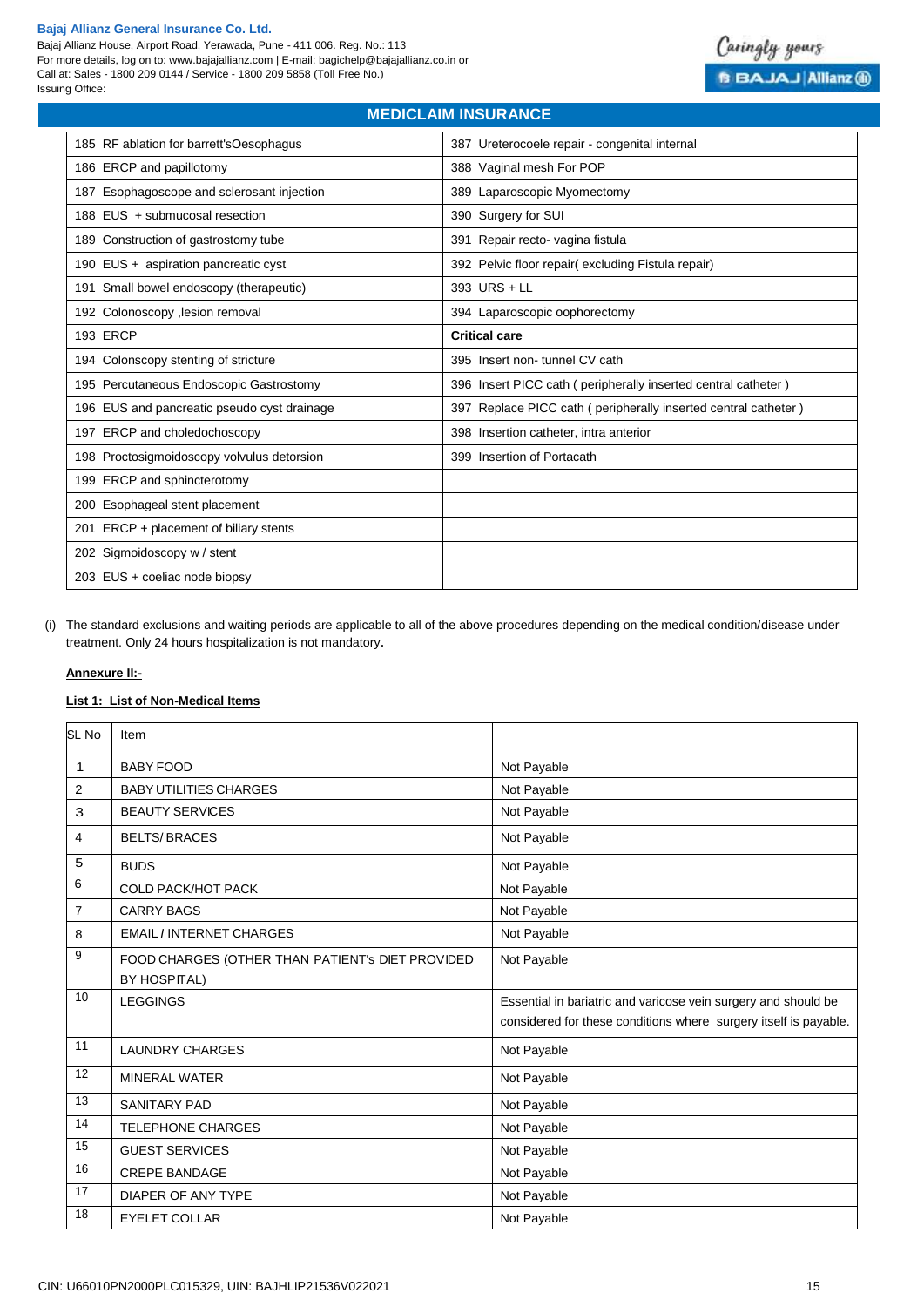## MEDICLAIM INSURANCE

| | |
|---|---|
| 185 RF ablation for barrett'sOesophagus | 387 Ureterocoele repair - congenital internal |
| 186 ERCP and papillotomy | 388 Vaginal mesh For POP |
| 187 Esophagoscope and sclerosant injection | 389 Laparoscopic Myomectomy |
| 188 EUS + submucosal resection | 390 Surgery for SUI |
| 189 Construction of gastrostomy tube | 391 Repair recto- vagina fistula |
| 190 EUS + aspiration pancreatic cyst | 392 Pelvic floor repair( excluding Fistula repair) |
| 191 Small bowel endoscopy (therapeutic) | 393 URS + LL |
| 192 Colonoscopy ,lesion removal | 394 Laparoscopic oophorectomy |
| 193 ERCP | **Critical care** |
| 194 Colonscopy stenting of stricture | 395 Insert non- tunnel CV cath |
| 195 Percutaneous Endoscopic Gastrostomy | 396 Insert PICC cath ( peripherally inserted central catheter ) |
| 196 EUS and pancreatic pseudo cyst drainage | 397 Replace PICC cath ( peripherally inserted central catheter ) |
| 197 ERCP and choledochoscopy | 398 Insertion catheter, intra anterior |
| 198 Proctosigmoidoscopy volvulus detorsion | 399 Insertion of Portacath |
| 199 ERCP and sphincterotomy | |
| 200 Esophageal stent placement | |
| 201 ERCP + placement of biliary stents | |
| 202 Sigmoidoscopy w / stent | |
| 203 EUS + coeliac node biopsy | |

(i) The standard exclusions and waiting periods are applicable to all of the above procedures depending on the medical condition/disease under treatment. Only 24 hours hospitalization is not mandatory.

**Annexure II:-**

**List 1: List of Non-Medical Items**

| SL No | Item | |
|---|---|---|
| 1 | BABY FOOD | Not Payable |
| 2 | BABY UTILITIES CHARGES | Not Payable |
| 3 | BEAUTY SERVICES | Not Payable |
| 4 | BELTS/ BRACES | Not Payable |
| 5 | BUDS | Not Payable |
| 6 | COLD PACK/HOT PACK | Not Payable |
| 7 | CARRY BAGS | Not Payable |
| 8 | EMAIL / INTERNET CHARGES | Not Payable |
| 9 | FOOD CHARGES (OTHER THAN PATIENT's DIET PROVIDED BY HOSPITAL) | Not Payable |
| 10 | LEGGINGS | Essential in bariatric and varicose vein surgery and should be considered for these conditions where surgery itself is payable. |
| 11 | LAUNDRY CHARGES | Not Payable |
| 12 | MINERAL WATER | Not Payable |
| 13 | SANITARY PAD | Not Payable |
| 14 | TELEPHONE CHARGES | Not Payable |
| 15 | GUEST SERVICES | Not Payable |
| 16 | CREPE BANDAGE | Not Payable |
| 17 | DIAPER OF ANY TYPE | Not Payable |
| 18 | EYELET COLLAR | Not Payable |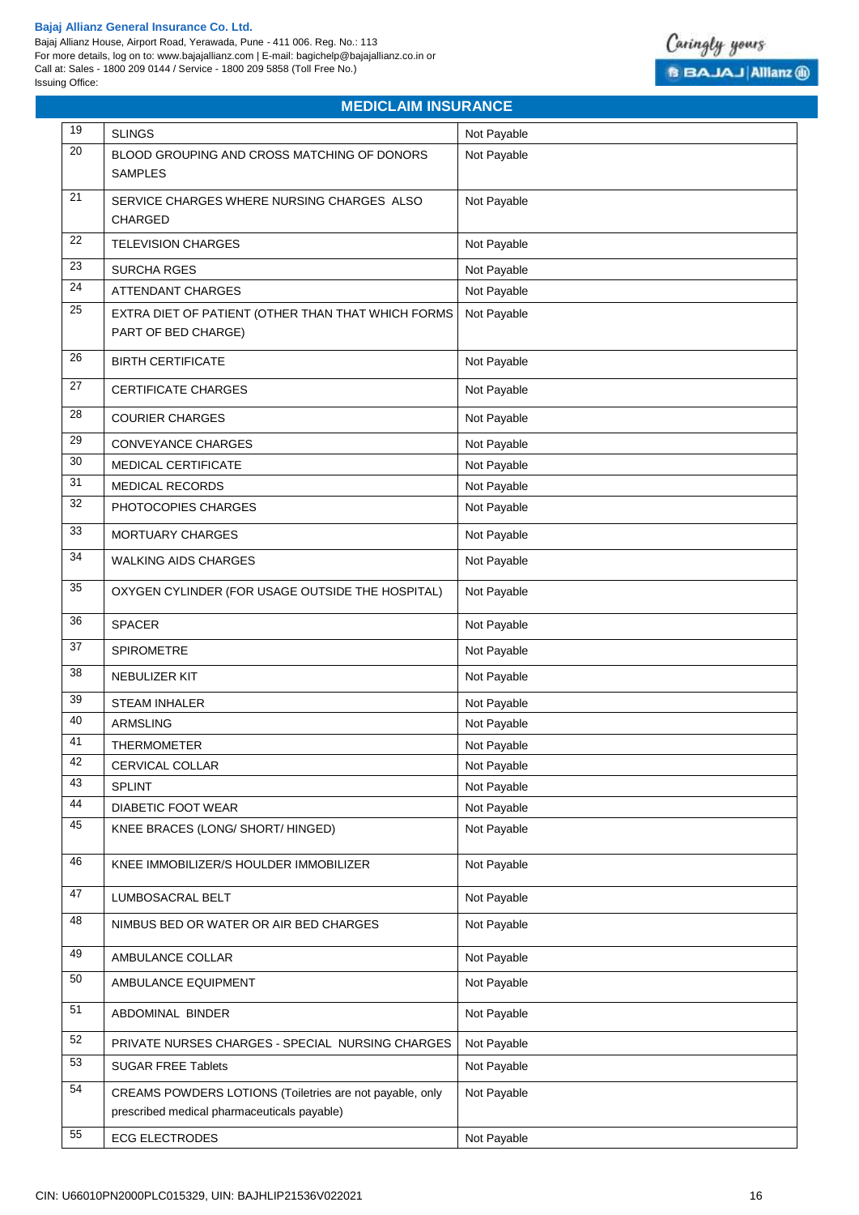## MEDICLAIM INSURANCE

| | | |
|---|---|---|
| 19 | SLINGS | Not Payable |
| 20 | BLOOD GROUPING AND CROSS MATCHING OF DONORS SAMPLES | Not Payable |
| 21 | SERVICE CHARGES WHERE NURSING CHARGES ALSO CHARGED | Not Payable |
| 22 | TELEVISION CHARGES | Not Payable |
| 23 | SURCHA RGES | Not Payable |
| 24 | ATTENDANT CHARGES | Not Payable |
| 25 | EXTRA DIET OF PATIENT (OTHER THAN THAT WHICH FORMS PART OF BED CHARGE) | Not Payable |
| 26 | BIRTH CERTIFICATE | Not Payable |
| 27 | CERTIFICATE CHARGES | Not Payable |
| 28 | COURIER CHARGES | Not Payable |
| 29 | CONVEYANCE CHARGES | Not Payable |
| 30 | MEDICAL CERTIFICATE | Not Payable |
| 31 | MEDICAL RECORDS | Not Payable |
| 32 | PHOTOCOPIES CHARGES | Not Payable |
| 33 | MORTUARY CHARGES | Not Payable |
| 34 | WALKING AIDS CHARGES | Not Payable |
| 35 | OXYGEN CYLINDER (FOR USAGE OUTSIDE THE HOSPITAL) | Not Payable |
| 36 | SPACER | Not Payable |
| 37 | SPIROMETRE | Not Payable |
| 38 | NEBULIZER KIT | Not Payable |
| 39 | STEAM INHALER | Not Payable |
| 40 | ARMSLING | Not Payable |
| 41 | THERMOMETER | Not Payable |
| 42 | CERVICAL COLLAR | Not Payable |
| 43 | SPLINT | Not Payable |
| 44 | DIABETIC FOOT WEAR | Not Payable |
| 45 | KNEE BRACES (LONG/ SHORT/ HINGED) | Not Payable |
| 46 | KNEE IMMOBILIZER/S HOULDER IMMOBILIZER | Not Payable |
| 47 | LUMBOSACRAL BELT | Not Payable |
| 48 | NIMBUS BED OR WATER OR AIR BED CHARGES | Not Payable |
| 49 | AMBULANCE COLLAR | Not Payable |
| 50 | AMBULANCE EQUIPMENT | Not Payable |
| 51 | ABDOMINAL BINDER | Not Payable |
| 52 | PRIVATE NURSES CHARGES - SPECIAL NURSING CHARGES | Not Payable |
| 53 | SUGAR FREE Tablets | Not Payable |
| 54 | CREAMS POWDERS LOTIONS (Toiletries are not payable, only prescribed medical pharmaceuticals payable) | Not Payable |
| 55 | ECG ELECTRODES | Not Payable |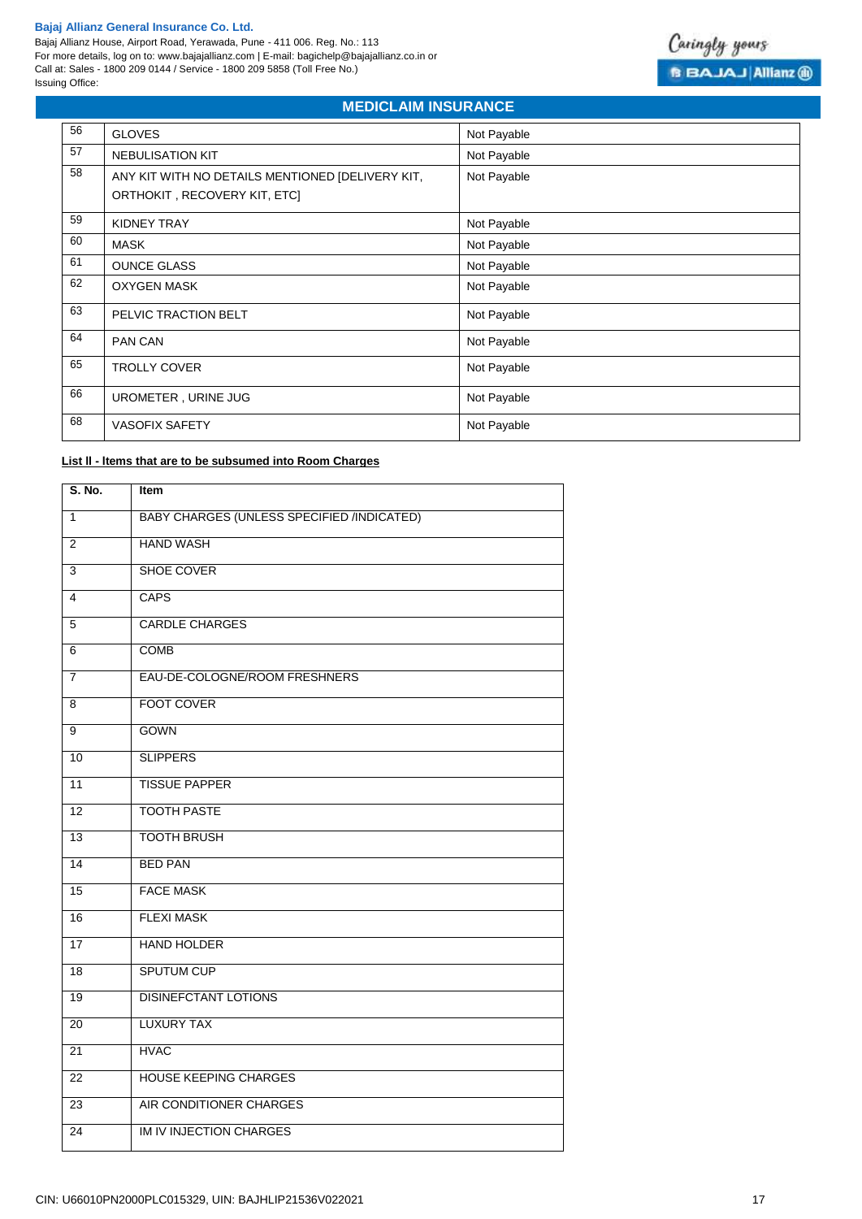**MEDICLAIM INSURANCE**

| | | |
|---|---|---|
| 56 | GLOVES | Not Payable |
| 57 | NEBULISATION KIT | Not Payable |
| 58 | ANY KIT WITH NO DETAILS MENTIONED [DELIVERY KIT, ORTHOKIT , RECOVERY KIT, ETC] | Not Payable |
| 59 | KIDNEY TRAY | Not Payable |
| 60 | MASK | Not Payable |
| 61 | OUNCE GLASS | Not Payable |
| 62 | OXYGEN MASK | Not Payable |
| 63 | PELVIC TRACTION BELT | Not Payable |
| 64 | PAN CAN | Not Payable |
| 65 | TROLLY COVER | Not Payable |
| 66 | UROMETER , URINE JUG | Not Payable |
| 68 | VASOFIX SAFETY | Not Payable |

**List ll - Items that are to be subsumed into Room Charges**

| S. No. | Item |
|---|---|
| 1 | BABY CHARGES (UNLESS SPECIFIED /INDICATED) |
| 2 | HAND WASH |
| 3 | SHOE COVER |
| 4 | CAPS |
| 5 | CARDLE CHARGES |
| 6 | COMB |
| 7 | EAU-DE-COLOGNE/ROOM FRESHNERS |
| 8 | FOOT COVER |
| 9 | GOWN |
| 10 | SLIPPERS |
| 11 | TISSUE PAPPER |
| 12 | TOOTH PASTE |
| 13 | TOOTH BRUSH |
| 14 | BED PAN |
| 15 | FACE MASK |
| 16 | FLEXI MASK |
| 17 | HAND HOLDER |
| 18 | SPUTUM CUP |
| 19 | DISINEFCTANT LOTIONS |
| 20 | LUXURY TAX |
| 21 | HVAC |
| 22 | HOUSE KEEPING CHARGES |
| 23 | AIR CONDITIONER CHARGES |
| 24 | IM IV INJECTION CHARGES |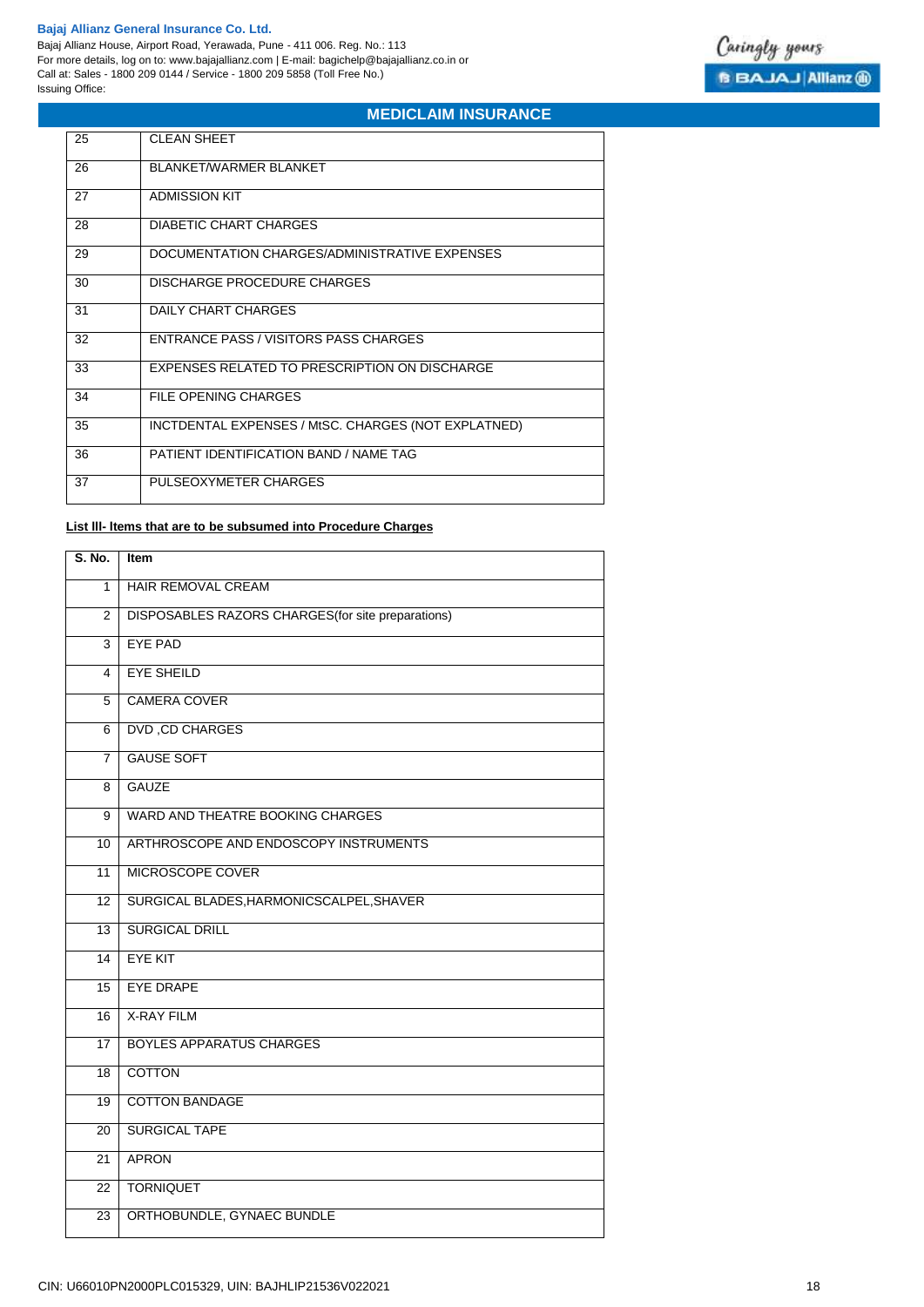| | |
|---|---|
| 25 | CLEAN SHEET |
| 26 | BLANKET/WARMER BLANKET |
| 27 | ADMISSION KIT |
| 28 | DIABETIC CHART CHARGES |
| 29 | DOCUMENTATION CHARGES/ADMINISTRATIVE EXPENSES |
| 30 | DISCHARGE PROCEDURE CHARGES |
| 31 | DAILY CHART CHARGES |
| 32 | ENTRANCE PASS / VISITORS PASS CHARGES |
| 33 | EXPENSES RELATED TO PRESCRIPTION ON DISCHARGE |
| 34 | FILE OPENING CHARGES |
| 35 | INCTDENTAL EXPENSES / MtSC. CHARGES (NOT EXPLATNED) |
| 36 | PATIENT IDENTIFICATION BAND / NAME TAG |
| 37 | PULSEOXYMETER CHARGES |

**List III- Items that are to be subsumed into Procedure Charges**

| S. No. | Item |
|---|---|
| 1 | HAIR REMOVAL CREAM |
| 2 | DISPOSABLES RAZORS CHARGES(for site preparations) |
| 3 | EYE PAD |
| 4 | EYE SHEILD |
| 5 | CAMERA COVER |
| 6 | DVD ,CD CHARGES |
| 7 | GAUSE SOFT |
| 8 | GAUZE |
| 9 | WARD AND THEATRE BOOKING CHARGES |
| 10 | ARTHROSCOPE AND ENDOSCOPY INSTRUMENTS |
| 11 | MICROSCOPE COVER |
| 12 | SURGICAL BLADES,HARMONICSCALPEL,SHAVER |
| 13 | SURGICAL DRILL |
| 14 | EYE KIT |
| 15 | EYE DRAPE |
| 16 | X-RAY FILM |
| 17 | BOYLES APPARATUS CHARGES |
| 18 | COTTON |
| 19 | COTTON BANDAGE |
| 20 | SURGICAL TAPE |
| 21 | APRON |
| 22 | TORNIQUET |
| 23 | ORTHOBUNDLE, GYNAEC BUNDLE |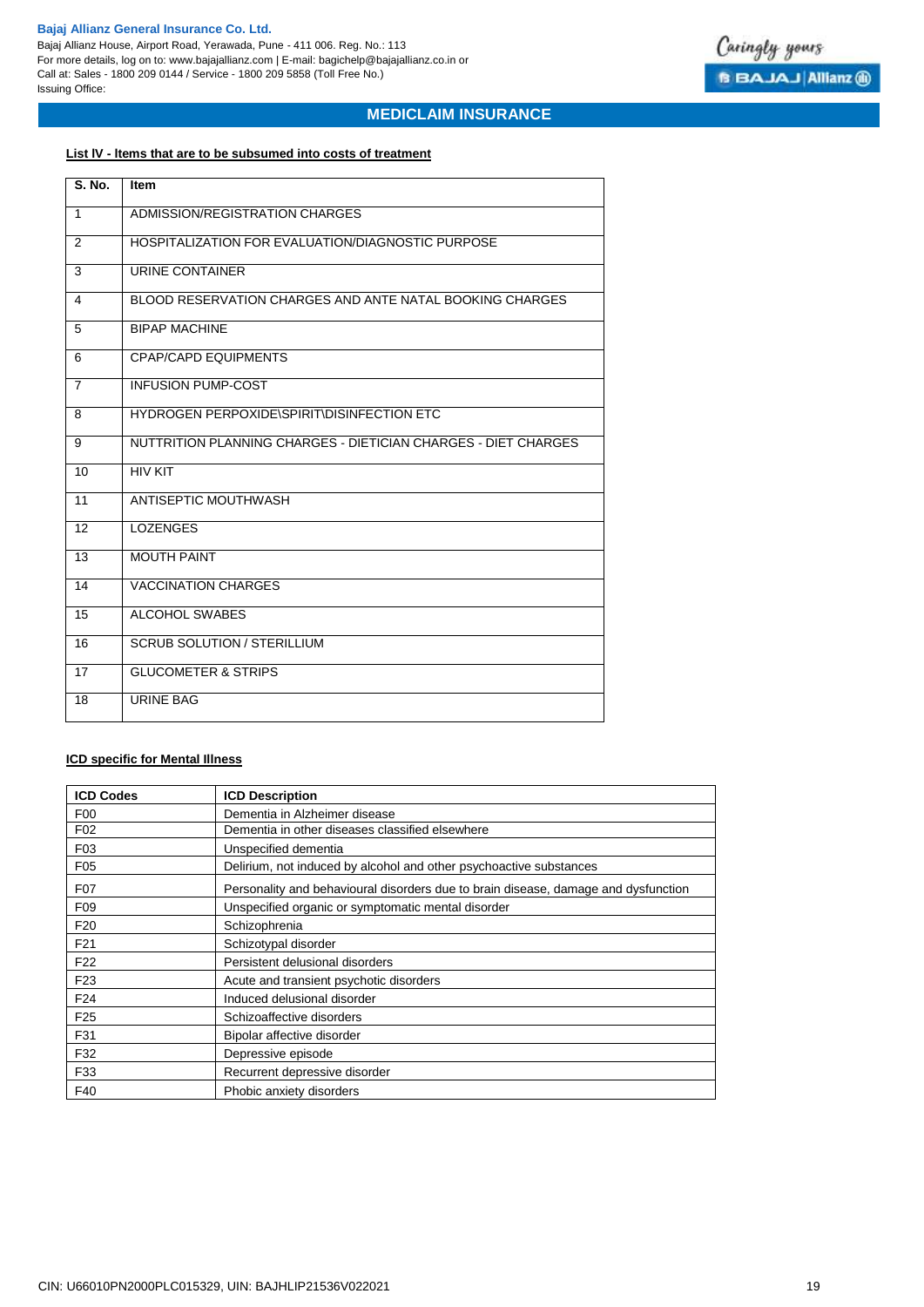**MEDICLAIM INSURANCE**

**List IV - Items that are to be subsumed into costs of treatment**

| S. No. | Item |
|---|---|
| 1 | ADMISSION/REGISTRATION CHARGES |
| 2 | HOSPITALIZATION FOR EVALUATION/DIAGNOSTIC PURPOSE |
| 3 | URINE CONTAINER |
| 4 | BLOOD RESERVATION CHARGES AND ANTE NATAL BOOKING CHARGES |
| 5 | BIPAP MACHINE |
| 6 | CPAP/CAPD EQUIPMENTS |
| 7 | INFUSION PUMP-COST |
| 8 | HYDROGEN PERPOXIDE\SPIRIT\DISINFECTION ETC |
| 9 | NUTTRITION PLANNING CHARGES - DIETICIAN CHARGES - DIET CHARGES |
| 10 | HIV KIT |
| 11 | ANTISEPTIC MOUTHWASH |
| 12 | LOZENGES |
| 13 | MOUTH PAINT |
| 14 | VACCINATION CHARGES |
| 15 | ALCOHOL SWABES |
| 16 | SCRUB SOLUTION / STERILLIUM |
| 17 | GLUCOMETER & STRIPS |
| 18 | URINE BAG |

**ICD specific for Mental Illness**

| ICD Codes | ICD Description |
|---|---|
| F00 | Dementia in Alzheimer disease |
| F02 | Dementia in other diseases classified elsewhere |
| F03 | Unspecified dementia |
| F05 | Delirium, not induced by alcohol and other psychoactive substances |
| F07 | Personality and behavioural disorders due to brain disease, damage and dysfunction |
| F09 | Unspecified organic or symptomatic mental disorder |
| F20 | Schizophrenia |
| F21 | Schizotypal disorder |
| F22 | Persistent delusional disorders |
| F23 | Acute and transient psychotic disorders |
| F24 | Induced delusional disorder |
| F25 | Schizoaffective disorders |
| F31 | Bipolar affective disorder |
| F32 | Depressive episode |
| F33 | Recurrent depressive disorder |
| F40 | Phobic anxiety disorders |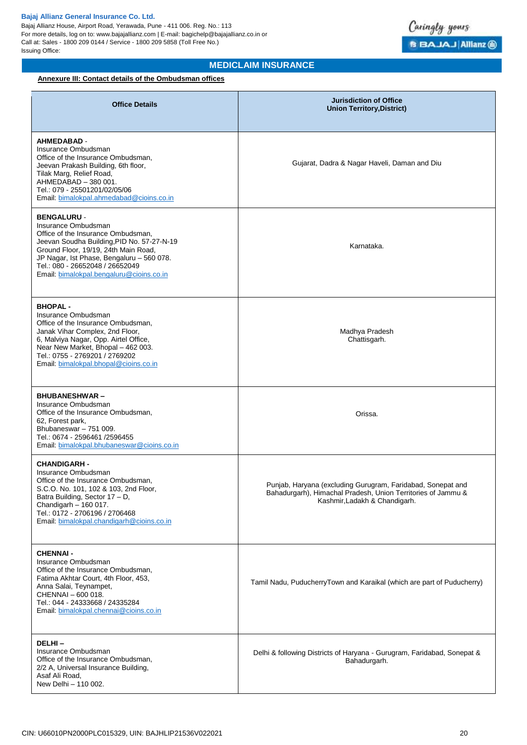## MEDICLAIM INSURANCE

**Annexure III: Contact details of the Ombudsman offices**

| Office Details | Jurisdiction of Office Union Territory,District) |
|---|---|
| **AHMEDABAD** - <br>Insurance Ombudsman<br>Office of the Insurance Ombudsman,<br>Jeevan Prakash Building, 6th floor,<br>Tilak Marg, Relief Road,<br>AHMEDABAD – 380 001.<br>Tel.: 079 - 25501201/02/05/06<br>Email: bimalokpal.ahmedabad@cioins.co.in | Gujarat, Dadra & Nagar Haveli, Daman and Diu |
| **BENGALURU** - <br>Insurance Ombudsman<br>Office of the Insurance Ombudsman,<br>Jeevan Soudha Building,PID No. 57-27-N-19<br>Ground Floor, 19/19, 24th Main Road,<br>JP Nagar, Ist Phase, Bengaluru – 560 078.<br>Tel.: 080 - 26652048 / 26652049<br>Email: bimalokpal.bengaluru@cioins.co.in | Karnataka. |
| **BHOPAL** - <br>Insurance Ombudsman<br>Office of the Insurance Ombudsman,<br>Janak Vihar Complex, 2nd Floor,<br>6, Malviya Nagar, Opp. Airtel Office,<br>Near New Market, Bhopal – 462 003.<br>Tel.: 0755 - 2769201 / 2769202<br>Email: bimalokpal.bhopal@cioins.co.in | Madhya Pradesh<br>Chattisgarh. |
| **BHUBANESHWAR** – <br>Insurance Ombudsman<br>Office of the Insurance Ombudsman,<br>62, Forest park,<br>Bhubaneswar – 751 009.<br>Tel.: 0674 - 2596461 /2596455<br>Email: bimalokpal.bhubaneswar@cioins.co.in | Orissa. |
| **CHANDIGARH** - <br>Insurance Ombudsman<br>Office of the Insurance Ombudsman,<br>S.C.O. No. 101, 102 & 103, 2nd Floor,<br>Batra Building, Sector 17 – D,<br>Chandigarh – 160 017.<br>Tel.: 0172 - 2706196 / 2706468<br>Email: bimalokpal.chandigarh@cioins.co.in | Punjab, Haryana (excluding Gurugram, Faridabad, Sonepat and Bahadurgarh), Himachal Pradesh, Union Territories of Jammu & Kashmir,Ladakh & Chandigarh. |
| **CHENNAI** - <br>Insurance Ombudsman<br>Office of the Insurance Ombudsman,<br>Fatima Akhtar Court, 4th Floor, 453,<br>Anna Salai, Teynampet,<br>CHENNAI – 600 018.<br>Tel.: 044 - 24333668 / 24335284<br>Email: bimalokpal.chennai@cioins.co.in | Tamil Nadu, PuducherryTown and Karaikal (which are part of Puducherry) |
| **DELHI** – <br>Insurance Ombudsman<br>Office of the Insurance Ombudsman,<br>2/2 A, Universal Insurance Building,<br>Asaf Ali Road,<br>New Delhi – 110 002. | Delhi & following Districts of Haryana - Gurugram, Faridabad, Sonepat & Bahadurgarh. |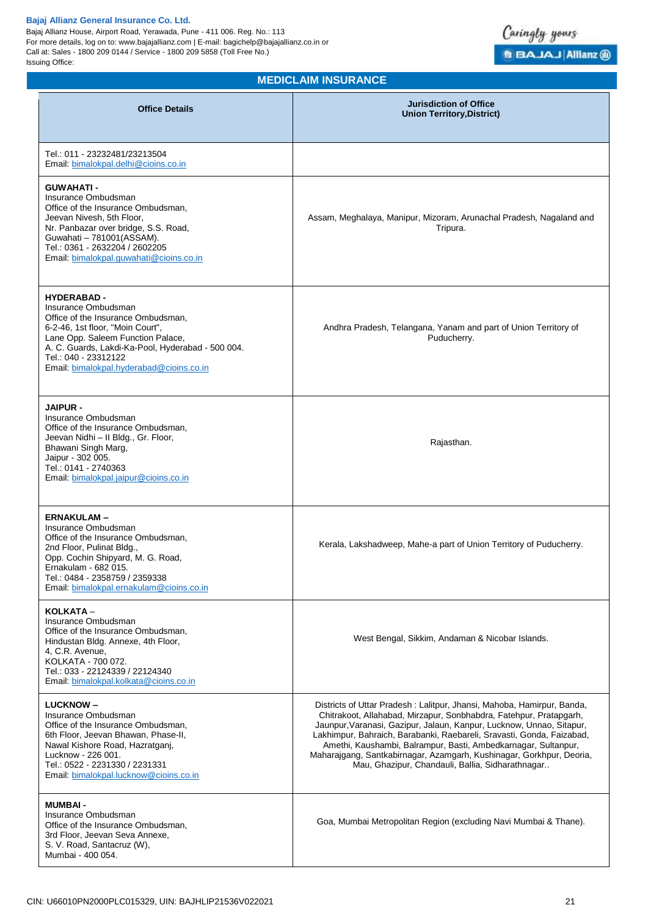## MEDICLAIM INSURANCE

| Office Details | Jurisdiction of Office Union Territory,District) |
|---|---|
| Tel.: 011 - 23232481/23213504<br>Email: bimalokpal.delhi@cioins.co.in | |
| **GUWAHATI -**<br>Insurance Ombudsman<br>Office of the Insurance Ombudsman,<br>Jeevan Nivesh, 5th Floor,<br>Nr. Panbazar over bridge, S.S. Road,<br>Guwahati – 781001(ASSAM).<br>Tel.: 0361 - 2632204 / 2602205<br>Email: bimalokpal.guwahati@cioins.co.in | Assam, Meghalaya, Manipur, Mizoram, Arunachal Pradesh, Nagaland and Tripura. |
| **HYDERABAD -**<br>Insurance Ombudsman<br>Office of the Insurance Ombudsman,<br>6-2-46, 1st floor, "Moin Court",<br>Lane Opp. Saleem Function Palace,<br>A. C. Guards, Lakdi-Ka-Pool, Hyderabad - 500 004.<br>Tel.: 040 - 23312122<br>Email: bimalokpal.hyderabad@cioins.co.in | Andhra Pradesh, Telangana, Yanam and part of Union Territory of Puducherry. |
| **JAIPUR -**<br>Insurance Ombudsman<br>Office of the Insurance Ombudsman,<br>Jeevan Nidhi – II Bldg., Gr. Floor,<br>Bhawani Singh Marg,<br>Jaipur - 302 005.<br>Tel.: 0141 - 2740363<br>Email: bimalokpal.jaipur@cioins.co.in | Rajasthan. |
| **ERNAKULAM –**<br>Insurance Ombudsman<br>Office of the Insurance Ombudsman,<br>2nd Floor, Pulinat Bldg.,<br>Opp. Cochin Shipyard, M. G. Road,<br>Ernakulam - 682 015.<br>Tel.: 0484 - 2358759 / 2359338<br>Email: bimalokpal.ernakulam@cioins.co.in | Kerala, Lakshadweep, Mahe-a part of Union Territory of Puducherry. |
| **KOLKATA –**<br>Insurance Ombudsman<br>Office of the Insurance Ombudsman,<br>Hindustan Bldg. Annexe, 4th Floor,<br>4, C.R. Avenue,<br>KOLKATA - 700 072.<br>Tel.: 033 - 22124339 / 22124340<br>Email: bimalokpal.kolkata@cioins.co.in | West Bengal, Sikkim, Andaman & Nicobar Islands. |
| **LUCKNOW –**<br>Insurance Ombudsman<br>Office of the Insurance Ombudsman,<br>6th Floor, Jeevan Bhawan, Phase-II,<br>Nawal Kishore Road, Hazratganj,<br>Lucknow - 226 001.<br>Tel.: 0522 - 2231330 / 2231331<br>Email: bimalokpal.lucknow@cioins.co.in | Districts of Uttar Pradesh : Lalitpur, Jhansi, Mahoba, Hamirpur, Banda, Chitrakoot, Allahabad, Mirzapur, Sonbhabdra, Fatehpur, Pratapgarh, Jaunpur,Varanasi, Gazipur, Jalaun, Kanpur, Lucknow, Unnao, Sitapur, Lakhimpur, Bahraich, Barabanki, Raebareli, Sravasti, Gonda, Faizabad, Amethi, Kaushambi, Balrampur, Basti, Ambedkarnagar, Sultanpur, Maharajgang, Santkabirnagar, Azamgarh, Kushinagar, Gorkhpur, Deoria, Mau, Ghazipur, Chandauli, Ballia, Sidharathnagar.. |
| **MUMBAI -**<br>Insurance Ombudsman<br>Office of the Insurance Ombudsman,<br>3rd Floor, Jeevan Seva Annexe,<br>S. V. Road, Santacruz (W),<br>Mumbai - 400 054. | Goa, Mumbai Metropolitan Region (excluding Navi Mumbai & Thane). |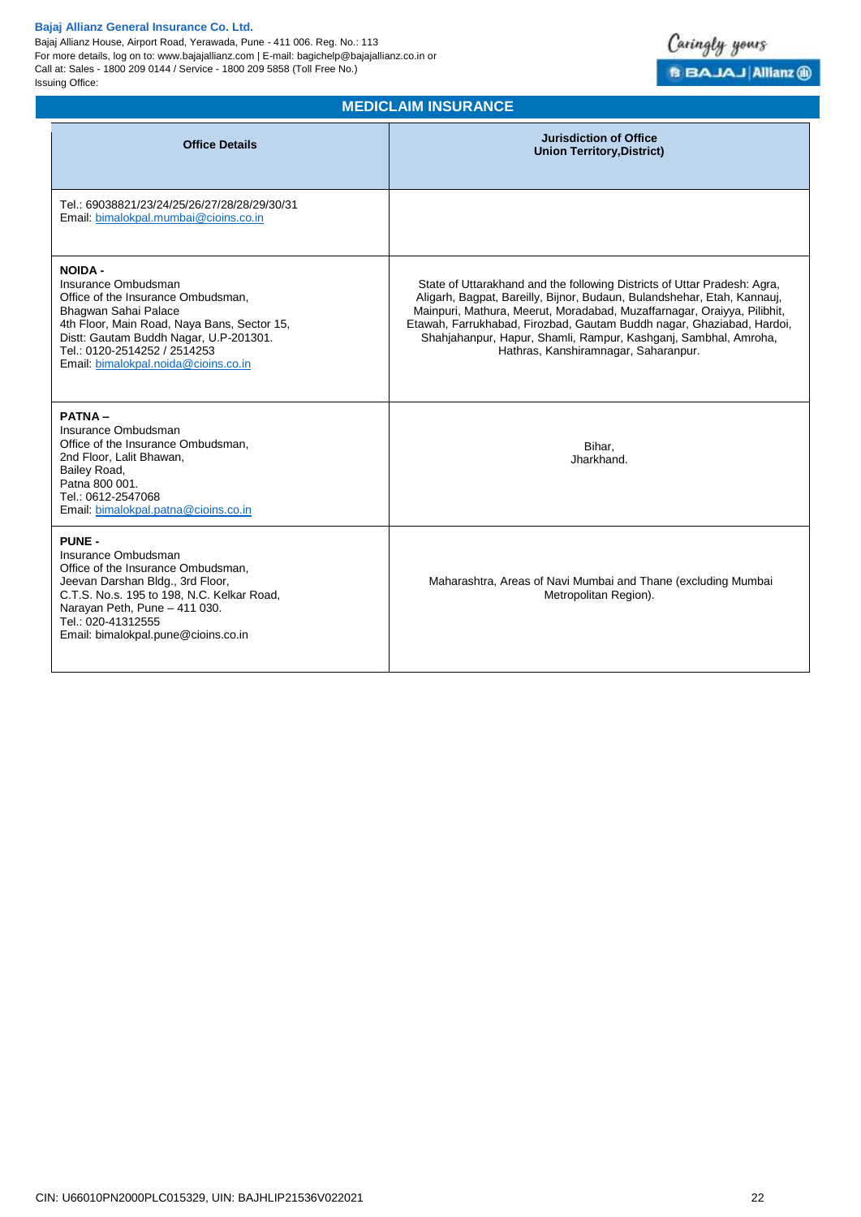## MEDICLAIM INSURANCE

| Office Details | Jurisdiction of Office Union Territory,District) |
| --- | --- |
| Tel.: 69038821/23/24/25/26/27/28/28/29/30/31<br>Email: bimalokpal.mumbai@cioins.co.in | |
| **NOIDA -**<br>Insurance Ombudsman<br>Office of the Insurance Ombudsman,<br>Bhagwan Sahai Palace<br>4th Floor, Main Road, Naya Bans, Sector 15,<br>Distt: Gautam Buddh Nagar, U.P-201301.<br>Tel.: 0120-2514252 / 2514253<br>Email: bimalokpal.noida@cioins.co.in | State of Uttarakhand and the following Districts of Uttar Pradesh: Agra, Aligarh, Bagpat, Bareilly, Bijnor, Budaun, Bulandshehar, Etah, Kannauj, Mainpuri, Mathura, Meerut, Moradabad, Muzaffarnagar, Oraiyya, Pilibhit, Etawah, Farrukhabad, Firozbad, Gautam Buddh nagar, Ghaziabad, Hardoi, Shahjahanpur, Hapur, Shamli, Rampur, Kashganj, Sambhal, Amroha, Hathras, Kanshiramnagar, Saharanpur. |
| **PATNA –**<br>Insurance Ombudsman<br>Office of the Insurance Ombudsman,<br>2nd Floor, Lalit Bhawan,<br>Bailey Road,<br>Patna 800 001.<br>Tel.: 0612-2547068<br>Email: bimalokpal.patna@cioins.co.in | Bihar,<br>Jharkhand. |
| **PUNE -**<br>Insurance Ombudsman<br>Office of the Insurance Ombudsman,<br>Jeevan Darshan Bldg., 3rd Floor,<br>C.T.S. No.s. 195 to 198, N.C. Kelkar Road,<br>Narayan Peth, Pune – 411 030.<br>Tel.: 020-41312555<br>Email: bimalokpal.pune@cioins.co.in | Maharashtra, Areas of Navi Mumbai and Thane (excluding Mumbai Metropolitan Region). |